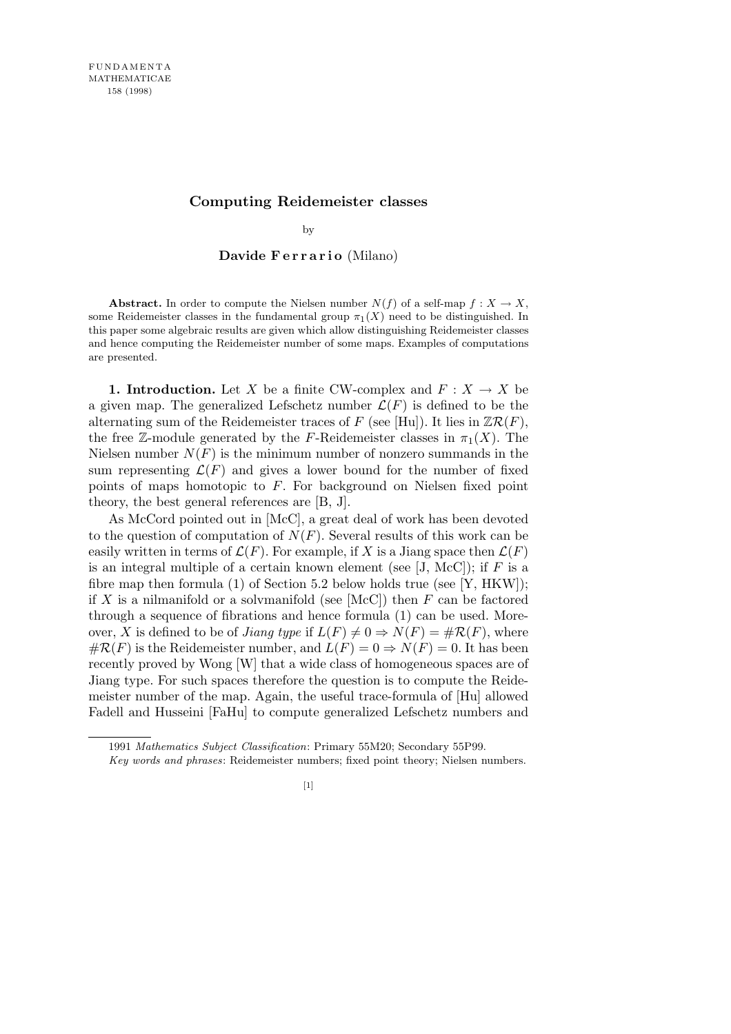# Computing Reidemeister classes

by

**Davide Ferrario** (Milano)

**Abstract.** In order to compute the Nielsen number $N(f)$ of a self-map $f : X \to X$, some Reidemeister classes in the fundamental group $\pi_1(X)$ need to be distinguished. In this paper some algebraic results are given which allow distinguishing Reidemeister classes and hence computing the Reidemeister number of some maps. Examples of computations are presented.

**1. Introduction.** Let $X$ be a finite CW-complex and $F : X \to X$ be a given map. The generalized Lefschetz number $\mathcal{L}(F)$ is defined to be the alternating sum of the Reidemeister traces of $F$ (see [Hu]). It lies in $\mathbb{Z}\mathcal{R}(F)$, the free $\mathbb{Z}$-module generated by the $F$-Reidemeister classes in $\pi_1(X)$. The Nielsen number $N(F)$ is the minimum number of nonzero summands in the sum representing $\mathcal{L}(F)$ and gives a lower bound for the number of fixed points of maps homotopic to $F$. For background on Nielsen fixed point theory, the best general references are [B, J].

As McCord pointed out in [McC], a great deal of work has been devoted to the question of computation of $N(F)$. Several results of this work can be easily written in terms of $\mathcal{L}(F)$. For example, if $X$ is a Jiang space then $\mathcal{L}(F)$ is an integral multiple of a certain known element (see [J, McC]); if $F$ is a fibre map then formula (1) of Section 5.2 below holds true (see [Y, HKW]); if $X$ is a nilmanifold or a solvmanifold (see [McC]) then $F$ can be factored through a sequence of fibrations and hence formula (1) can be used. Moreover, $X$ is defined to be of *Jiang type* if $L(F) \neq 0 \Rightarrow N(F) = \#\mathcal{R}(F)$, where $\#\mathcal{R}(F)$ is the Reidemeister number, and $L(F) = 0 \Rightarrow N(F) = 0$. It has been recently proved by Wong [W] that a wide class of homogeneous spaces are of Jiang type. For such spaces therefore the question is to compute the Reidemeister number of the map. Again, the useful trace-formula of [Hu] allowed Fadell and Husseini [FaHu] to compute generalized Lefschetz numbers and

1991 *Mathematics Subject Classification*: Primary 55M20; Secondary 55P99.

*Key words and phrases*: Reidemeister numbers; fixed point theory; Nielsen numbers.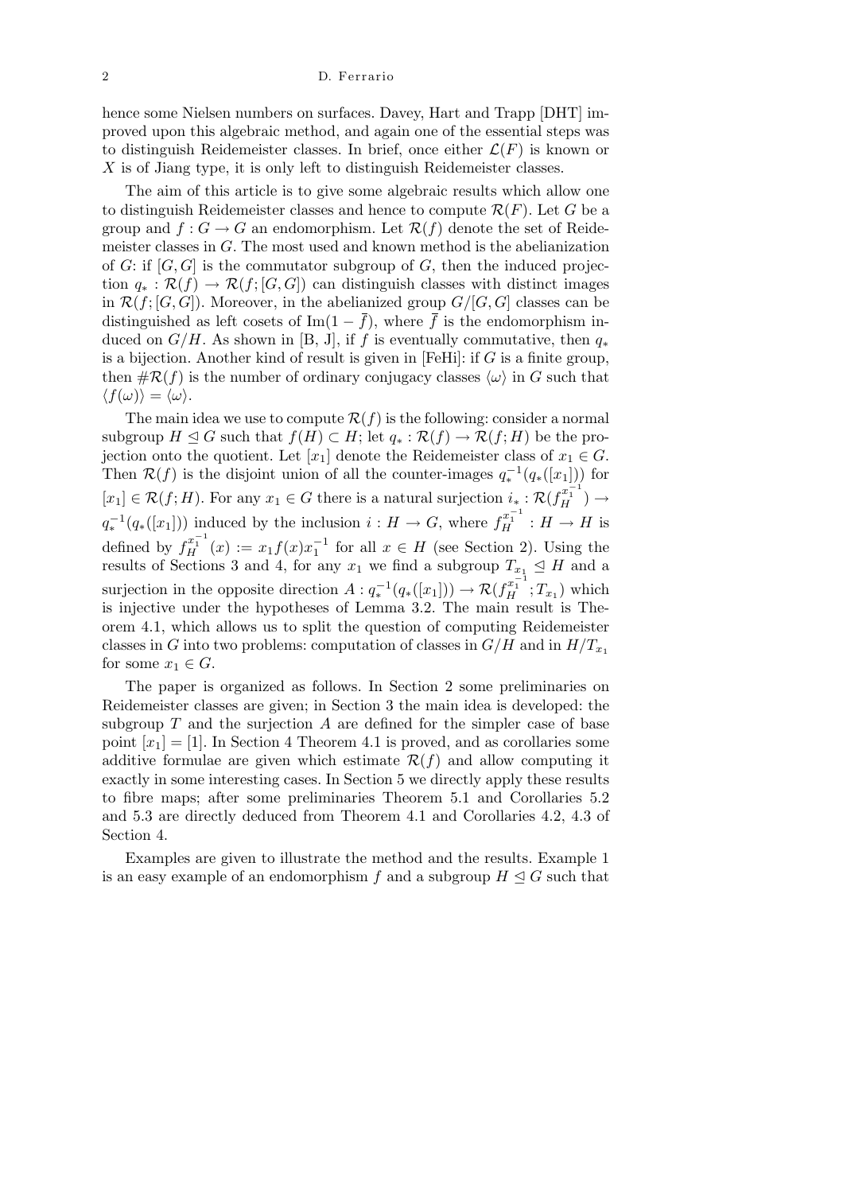hence some Nielsen numbers on surfaces. Davey, Hart and Trapp [DHT] improved upon this algebraic method, and again one of the essential steps was to distinguish Reidemeister classes. In brief, once either $\mathcal{L}(F)$ is known or $X$ is of Jiang type, it is only left to distinguish Reidemeister classes.

The aim of this article is to give some algebraic results which allow one to distinguish Reidemeister classes and hence to compute $\mathcal{R}(F)$. Let $G$ be a group and $f : G \to G$ an endomorphism. Let $\mathcal{R}(f)$ denote the set of Reidemeister classes in $G$. The most used and known method is the abelianization of $G$: if $[G, G]$ is the commutator subgroup of $G$, then the induced projection $q_* : \mathcal{R}(f) \to \mathcal{R}(f; [G, G])$ can distinguish classes with distinct images in $\mathcal{R}(f; [G, G])$. Moreover, in the abelianized group $G/[G, G]$ classes can be distinguished as left cosets of $\mathrm{Im}(1 - \bar{f})$, where $\bar{f}$ is the endomorphism induced on $G/H$. As shown in [B, J], if $f$ is eventually commutative, then $q_*$ is a bijection. Another kind of result is given in [FeHi]: if $G$ is a finite group, then $\#\mathcal{R}(f)$ is the number of ordinary conjugacy classes $\langle\omega\rangle$ in $G$ such that $\langle f(\omega)\rangle = \langle\omega\rangle$.

The main idea we use to compute $\mathcal{R}(f)$ is the following: consider a normal subgroup $H \trianglelefteq G$ such that $f(H) \subset H$; let $q_* : \mathcal{R}(f) \to \mathcal{R}(f; H)$ be the projection onto the quotient. Let $[x_1]$ denote the Reidemeister class of $x_1 \in G$. Then $\mathcal{R}(f)$ is the disjoint union of all the counter-images $q_*^{-1}(q_*([x_1]))$ for $[x_1] \in \mathcal{R}(f; H)$. For any $x_1 \in G$ there is a natural surjection $i_* : \mathcal{R}(f_H^{x_1^{-1}}) \to q_*^{-1}(q_*([x_1]))$ induced by the inclusion $i : H \to G$, where $f_H^{x_1^{-1}} : H \to H$ is defined by $f_H^{x_1^{-1}}(x) := x_1 f(x) x_1^{-1}$ for all $x \in H$ (see Section 2). Using the results of Sections 3 and 4, for any $x_1$ we find a subgroup $T_{x_1} \trianglelefteq H$ and a surjection in the opposite direction $A : q_*^{-1}(q_*([x_1])) \to \mathcal{R}(f_H^{x_1^{-1}}; T_{x_1})$ which is injective under the hypotheses of Lemma 3.2. The main result is Theorem 4.1, which allows us to split the question of computing Reidemeister classes in $G$ into two problems: computation of classes in $G/H$ and in $H/T_{x_1}$ for some $x_1 \in G$.

The paper is organized as follows. In Section 2 some preliminaries on Reidemeister classes are given; in Section 3 the main idea is developed: the subgroup $T$ and the surjection $A$ are defined for the simpler case of base point $[x_1] = [1]$. In Section 4 Theorem 4.1 is proved, and as corollaries some additive formulae are given which estimate $\mathcal{R}(f)$ and allow computing it exactly in some interesting cases. In Section 5 we directly apply these results to fibre maps; after some preliminaries Theorem 5.1 and Corollaries 5.2 and 5.3 are directly deduced from Theorem 4.1 and Corollaries 4.2, 4.3 of Section 4.

Examples are given to illustrate the method and the results. Example 1 is an easy example of an endomorphism $f$ and a subgroup $H \trianglelefteq G$ such that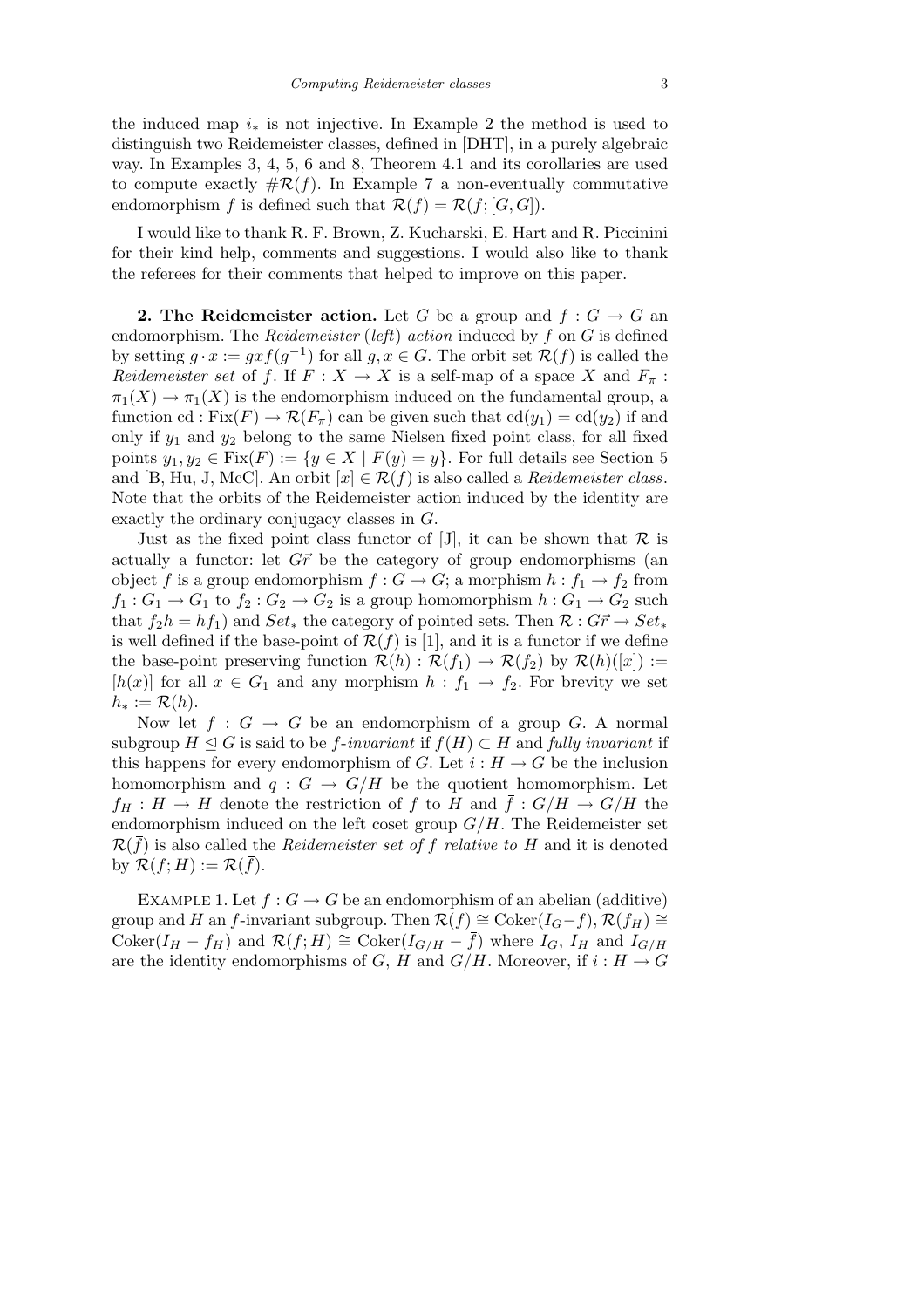the induced map $i_*$ is not injective. In Example 2 the method is used to distinguish two Reidemeister classes, defined in [DHT], in a purely algebraic way. In Examples 3, 4, 5, 6 and 8, Theorem 4.1 and its corollaries are used to compute exactly $\#\mathcal{R}(f)$. In Example 7 a non-eventually commutative endomorphism $f$ is defined such that $\mathcal{R}(f) = \mathcal{R}(f; [G,G])$.

I would like to thank R. F. Brown, Z. Kucharski, E. Hart and R. Piccinini for their kind help, comments and suggestions. I would also like to thank the referees for their comments that helped to improve on this paper.

**2. The Reidemeister action.** Let $G$ be a group and $f : G \to G$ an endomorphism. The *Reidemeister* (*left*) *action* induced by $f$ on $G$ is defined by setting $g \cdot x := gxf(g^{-1})$ for all $g, x \in G$. The orbit set $\mathcal{R}(f)$ is called the *Reidemeister set* of $f$. If $F : X \to X$ is a self-map of a space $X$ and $F_\pi : \pi_1(X) \to \pi_1(X)$ is the endomorphism induced on the fundamental group, a function $\mathrm{cd} : \mathrm{Fix}(F) \to \mathcal{R}(F_\pi)$ can be given such that $\mathrm{cd}(y_1) = \mathrm{cd}(y_2)$ if and only if $y_1$ and $y_2$ belong to the same Nielsen fixed point class, for all fixed points $y_1, y_2 \in \mathrm{Fix}(F) := \{y \in X \mid F(y) = y\}$. For full details see Section 5 and [B, Hu, J, McC]. An orbit $[x] \in \mathcal{R}(f)$ is also called a *Reidemeister class*. Note that the orbits of the Reidemeister action induced by the identity are exactly the ordinary conjugacy classes in $G$.

Just as the fixed point class functor of [J], it can be shown that $\mathcal{R}$ is actually a functor: let $\vec{Gr}$ be the category of group endomorphisms (an object $f$ is a group endomorphism $f : G \to G$; a morphism $h : f_1 \to f_2$ from $f_1 : G_1 \to G_1$ to $f_2 : G_2 \to G_2$ is a group homomorphism $h : G_1 \to G_2$ such that $f_2 h = h f_1$) and $Set_*$ the category of pointed sets. Then $\mathcal{R} : \vec{Gr} \to Set_*$ is well defined if the base-point of $\mathcal{R}(f)$ is [1], and it is a functor if we define the base-point preserving function $\mathcal{R}(h) : \mathcal{R}(f_1) \to \mathcal{R}(f_2)$ by $\mathcal{R}(h)([x]) := [h(x)]$ for all $x \in G_1$ and any morphism $h : f_1 \to f_2$. For brevity we set $h_* := \mathcal{R}(h)$.

Now let $f : G \to G$ be an endomorphism of a group $G$. A normal subgroup $H \trianglelefteq G$ is said to be *f-invariant* if $f(H) \subset H$ and *fully invariant* if this happens for every endomorphism of $G$. Let $i : H \to G$ be the inclusion homomorphism and $q : G \to G/H$ be the quotient homomorphism. Let $f_H : H \to H$ denote the restriction of $f$ to $H$ and $\bar{f} : G/H \to G/H$ the endomorphism induced on the left coset group $G/H$. The Reidemeister set $\mathcal{R}(\bar{f})$ is also called the *Reidemeister set of $f$ relative to $H$* and it is denoted by $\mathcal{R}(f; H) := \mathcal{R}(\bar{f})$.

Example 1. Let $f : G \to G$ be an endomorphism of an abelian (additive) group and $H$ an $f$-invariant subgroup. Then $\mathcal{R}(f) \cong \mathrm{Coker}(I_G - f)$, $\mathcal{R}(f_H) \cong \mathrm{Coker}(I_H - f_H)$ and $\mathcal{R}(f; H) \cong \mathrm{Coker}(I_{G/H} - \bar{f})$ where $I_G$, $I_H$ and $I_{G/H}$ are the identity endomorphisms of $G$, $H$ and $G/H$. Moreover, if $i : H \to G$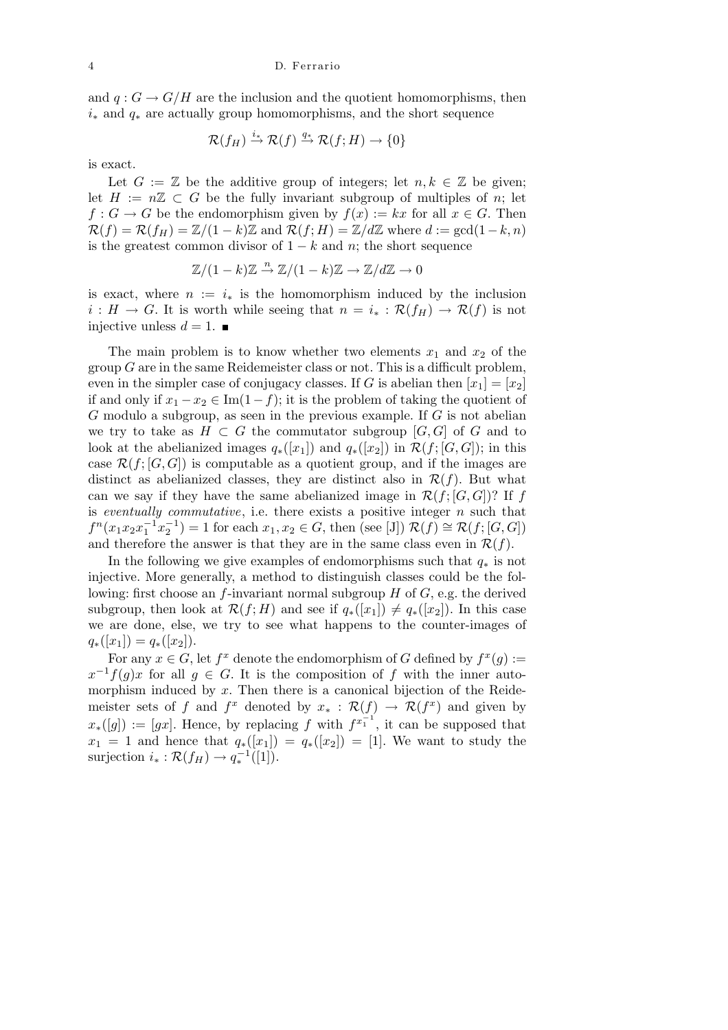and $q : G \to G/H$ are the inclusion and the quotient homomorphisms, then $i_*$ and $q_*$ are actually group homomorphisms, and the short sequence

$$\mathcal{R}(f_H) \xrightarrow{i_*} \mathcal{R}(f) \xrightarrow{q_*} \mathcal{R}(f; H) \to \{0\}$$

is exact.

Let $G := \mathbb{Z}$ be the additive group of integers; let $n, k \in \mathbb{Z}$ be given; let $H := n\mathbb{Z} \subset G$ be the fully invariant subgroup of multiples of $n$; let $f : G \to G$ be the endomorphism given by $f(x) := kx$ for all $x \in G$. Then $\mathcal{R}(f) = \mathcal{R}(f_H) = \mathbb{Z}/(1-k)\mathbb{Z}$ and $\mathcal{R}(f; H) = \mathbb{Z}/d\mathbb{Z}$ where $d := \gcd(1-k, n)$ is the greatest common divisor of $1-k$ and $n$; the short sequence

$$\mathbb{Z}/(1-k)\mathbb{Z} \xrightarrow{n} \mathbb{Z}/(1-k)\mathbb{Z} \to \mathbb{Z}/d\mathbb{Z} \to 0$$

is exact, where $n := i_*$ is the homomorphism induced by the inclusion $i : H \to G$. It is worth while seeing that $n = i_* : \mathcal{R}(f_H) \to \mathcal{R}(f)$ is not injective unless $d = 1$. ∎

The main problem is to know whether two elements $x_1$ and $x_2$ of the group $G$ are in the same Reidemeister class or not. This is a difficult problem, even in the simpler case of conjugacy classes. If $G$ is abelian then $[x_1] = [x_2]$ if and only if $x_1 - x_2 \in \operatorname{Im}(1-f)$; it is the problem of taking the quotient of $G$ modulo a subgroup, as seen in the previous example. If $G$ is not abelian we try to take as $H \subset G$ the commutator subgroup $[G, G]$ of $G$ and to look at the abelianized images $q_*([x_1])$ and $q_*([x_2])$ in $\mathcal{R}(f; [G, G])$; in this case $\mathcal{R}(f; [G, G])$ is computable as a quotient group, and if the images are distinct as abelianized classes, they are distinct also in $\mathcal{R}(f)$. But what can we say if they have the same abelianized image in $\mathcal{R}(f; [G, G])$? If $f$ is *eventually commutative*, i.e. there exists a positive integer $n$ such that $f^n(x_1 x_2 x_1^{-1} x_2^{-1}) = 1$ for each $x_1, x_2 \in G$, then (see [J]) $\mathcal{R}(f) \cong \mathcal{R}(f; [G, G])$ and therefore the answer is that they are in the same class even in $\mathcal{R}(f)$.

In the following we give examples of endomorphisms such that $q_*$ is not injective. More generally, a method to distinguish classes could be the following: first choose an $f$-invariant normal subgroup $H$ of $G$, e.g. the derived subgroup, then look at $\mathcal{R}(f; H)$ and see if $q_*([x_1]) \neq q_*([x_2])$. In this case we are done, else, we try to see what happens to the counter-images of $q_*([x_1]) = q_*([x_2])$.

For any $x \in G$, let $f^x$ denote the endomorphism of $G$ defined by $f^x(g) := x^{-1} f(g) x$ for all $g \in G$. It is the composition of $f$ with the inner automorphism induced by $x$. Then there is a canonical bijection of the Reidemeister sets of $f$ and $f^x$ denoted by $x_* : \mathcal{R}(f) \to \mathcal{R}(f^x)$ and given by $x_*([g]) := [gx]$. Hence, by replacing $f$ with $f^{x_1^{-1}}$, it can be supposed that $x_1 = 1$ and hence that $q_*([x_1]) = q_*([x_2]) = [1]$. We want to study the surjection $i_* : \mathcal{R}(f_H) \to q_*^{-1}([1])$.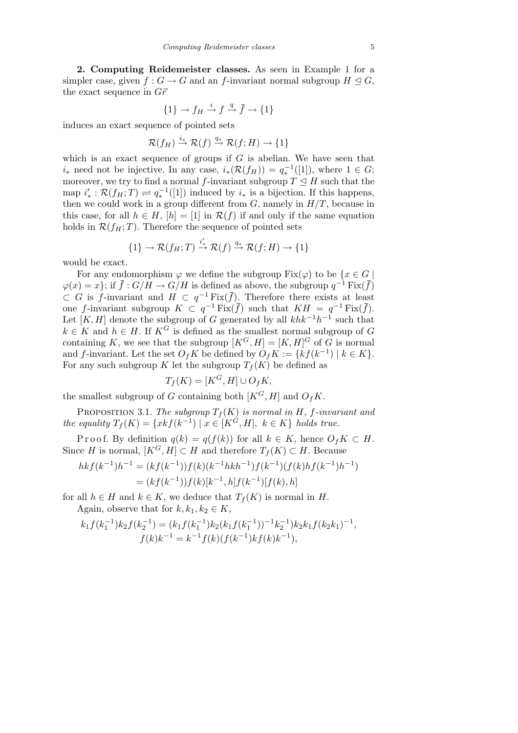**2. Computing Reidemeister classes.** As seen in Example 1 for a simpler case, given $f : G \to G$ and an $f$-invariant normal subgroup $H \trianglelefteq G$, the exact sequence in $G\vec{r}$

$$\{1\} \to f_H \xrightarrow{i} f \xrightarrow{q} \bar{f} \to \{1\}$$

induces an exact sequence of pointed sets

$$\mathcal{R}(f_H) \xrightarrow{i_*} \mathcal{R}(f) \xrightarrow{q_*} \mathcal{R}(f; H) \to \{1\}$$

which is an exact sequence of groups if $G$ is abelian. We have seen that $i_*$ need not be injective. In any case, $i_*(\mathcal{R}(f_H)) = q_*^{-1}([1])$, where $1 \in G$; moreover, we try to find a normal $f$-invariant subgroup $T \trianglelefteq H$ such that the map $i'_* : \mathcal{R}(f_H; T) \rightleftharpoons q_*^{-1}([1])$ induced by $i_*$ is a bijection. If this happens, then we could work in a group different from $G$, namely in $H/T$, because in this case, for all $h \in H$, $[h] = [1]$ in $\mathcal{R}(f)$ if and only if the same equation holds in $\mathcal{R}(f_H; T)$. Therefore the sequence of pointed sets

$$\{1\} \to \mathcal{R}(f_H; T) \xrightarrow{i'_*} \mathcal{R}(f) \xrightarrow{q_*} \mathcal{R}(f; H) \to \{1\}$$

would be exact.

For any endomorphism $\varphi$ we define the subgroup $\mathrm{Fix}(\varphi)$ to be $\{x \in G \mid \varphi(x) = x\}$; if $\bar{f} : G/H \to G/H$ is defined as above, the subgroup $q^{-1}\,\mathrm{Fix}(\bar{f}) \subset G$ is $f$-invariant and $H \subset q^{-1}\,\mathrm{Fix}(\bar{f})$. Therefore there exists at least one $f$-invariant subgroup $K \subset q^{-1}\,\mathrm{Fix}(\bar{f})$ such that $KH = q^{-1}\,\mathrm{Fix}(\bar{f})$. Let $[K, H]$ denote the subgroup of $G$ generated by all $khk^{-1}h^{-1}$ such that $k \in K$ and $h \in H$. If $K^G$ is defined as the smallest normal subgroup of $G$ containing $K$, we see that the subgroup $[K^G, H] = [K, H]^G$ of $G$ is normal and $f$-invariant. Let the set $O_f K$ be defined by $O_f K := \{kf(k^{-1}) \mid k \in K\}$. For any such subgroup $K$ let the subgroup $T_f(K)$ be defined as

$$T_f(K) = [K^G, H] \cup O_f K,$$

the smallest subgroup of $G$ containing both $[K^G, H]$ and $O_f K$.

Proposition 3.1. *The subgroup $T_f(K)$ is normal in $H$, $f$-invariant and the equality $T_f(K) = \{xkf(k^{-1}) \mid x \in [K^G, H],\ k \in K\}$ holds true.*

Proof. By definition $q(k) = q(f(k))$ for all $k \in K$, hence $O_f K \subset H$. Since $H$ is normal, $[K^G, H] \subset H$ and therefore $T_f(K) \subset H$. Because

$$\begin{aligned} hkf(k^{-1})h^{-1} &= (kf(k^{-1}))f(k)(k^{-1}hkh^{-1})f(k^{-1})(f(k)hf(k^{-1})h^{-1}) \\ &= (kf(k^{-1}))f(k)[k^{-1}, h]f(k^{-1})[f(k), h] \end{aligned}$$

for all $h \in H$ and $k \in K$, we deduce that $T_f(K)$ is normal in $H$.

Again, observe that for $k, k_1, k_2 \in K$,

$$\begin{aligned} k_1 f(k_1^{-1}) k_2 f(k_2^{-1}) &= (k_1 f(k_1^{-1}) k_2 (k_1 f(k_1^{-1}))^{-1} k_2^{-1}) k_2 k_1 f(k_2 k_1)^{-1}, \\ f(k)k^{-1} &= k^{-1} f(k)(f(k^{-1}) k f(k) k^{-1}), \end{aligned}$$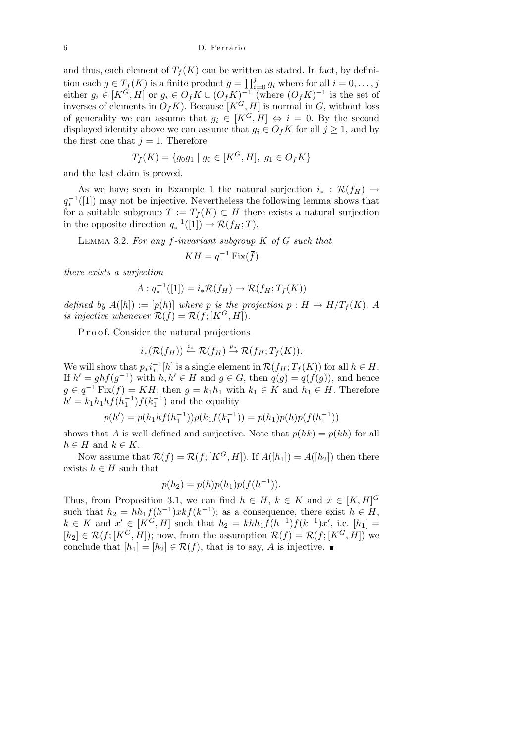and thus, each element of $T_f(K)$ can be written as stated. In fact, by definition each $g \in T_f(K)$ is a finite product $g = \prod_{i=0}^{j} g_i$ where for all $i = 0, \dots, j$ either $g_i \in [K^G, H]$ or $g_i \in O_f K \cup (O_f K)^{-1}$ (where $(O_f K)^{-1}$ is the set of inverses of elements in $O_f K$). Because $[K^G, H]$ is normal in $G$, without loss of generality we can assume that $g_i \in [K^G, H] \Leftrightarrow i = 0$. By the second displayed identity above we can assume that $g_i \in O_f K$ for all $j \geq 1$, and by the first one that $j = 1$. Therefore

$$T_f(K) = \{g_0 g_1 \mid g_0 \in [K^G, H],\ g_1 \in O_f K\}$$

and the last claim is proved.

As we have seen in Example 1 the natural surjection $i_* : \mathcal{R}(f_H) \to q_*^{-1}([1])$ may not be injective. Nevertheless the following lemma shows that for a suitable subgroup $T := T_f(K) \subset H$ there exists a natural surjection in the opposite direction $q_*^{-1}([1]) \to \mathcal{R}(f_H; T)$.

Lemma 3.2. *For any $f$-invariant subgroup $K$ of $G$ such that*

$$KH = q^{-1}\operatorname{Fix}(\bar{f})$$

*there exists a surjection*

$$A : q_*^{-1}([1]) = i_* \mathcal{R}(f_H) \to \mathcal{R}(f_H; T_f(K))$$

*defined by $A([h]) := [p(h)]$ where $p$ is the projection $p : H \to H/T_f(K)$; $A$ is injective whenever $\mathcal{R}(f) = \mathcal{R}(f; [K^G, H])$.*

Proof. Consider the natural projections

$$i_*(\mathcal{R}(f_H)) \xleftarrow{i_*} \mathcal{R}(f_H) \xrightarrow{p_*} \mathcal{R}(f_H; T_f(K)).$$

We will show that $p_* i_*^{-1}[h]$ is a single element in $\mathcal{R}(f_H; T_f(K))$ for all $h \in H$. If $h' = ghf(g^{-1})$ with $h, h' \in H$ and $g \in G$, then $q(g) = q(f(g))$, and hence $g \in q^{-1}\operatorname{Fix}(\bar{f}) = KH$; then $g = k_1 h_1$ with $k_1 \in K$ and $h_1 \in H$. Therefore $h' = k_1 h_1 h f(h_1^{-1}) f(k_1^{-1})$ and the equality

$$p(h') = p(h_1 h f(h_1^{-1})) p(k_1 f(k_1^{-1})) = p(h_1) p(h) p(f(h_1^{-1}))$$

shows that $A$ is well defined and surjective. Note that $p(hk) = p(kh)$ for all $h \in H$ and $k \in K$.

Now assume that $\mathcal{R}(f) = \mathcal{R}(f; [K^G, H])$. If $A([h_1]) = A([h_2])$ then there exists $h \in H$ such that

$$p(h_2) = p(h) p(h_1) p(f(h^{-1})).$$

Thus, from Proposition 3.1, we can find $h \in H$, $k \in K$ and $x \in [K, H]^G$ such that $h_2 = h h_1 f(h^{-1}) x k f(k^{-1})$; as a consequence, there exist $h \in H$, $k \in K$ and $x' \in [K^G, H]$ such that $h_2 = k h h_1 f(h^{-1}) f(k^{-1}) x'$, i.e. $[h_1] = [h_2] \in \mathcal{R}(f; [K^G, H])$; now, from the assumption $\mathcal{R}(f) = \mathcal{R}(f; [K^G, H])$ we conclude that $[h_1] = [h_2] \in \mathcal{R}(f)$, that is to say, $A$ is injective. ∎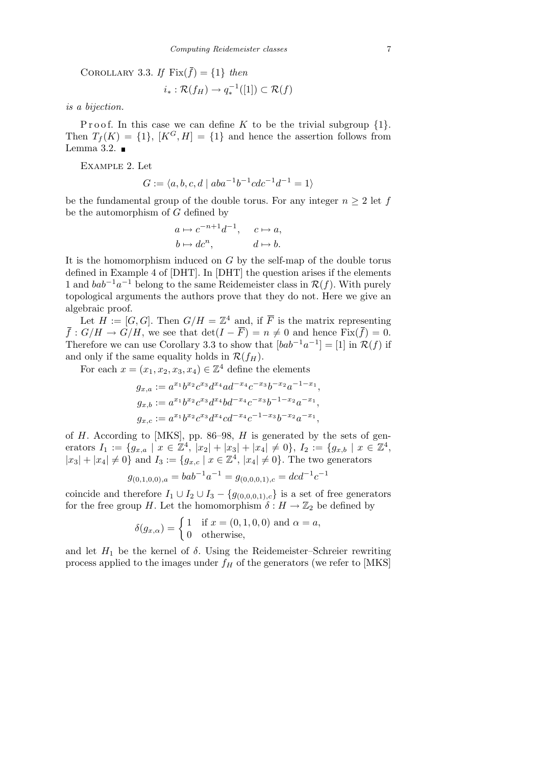Corollary 3.3. *If* $\mathrm{Fix}(\bar{f}) = \{1\}$ *then*

$$i_* : \mathcal{R}(f_H) \to q_*^{-1}([1]) \subset \mathcal{R}(f)$$

*is a bijection.*

Proof. In this case we can define $K$ to be the trivial subgroup $\{1\}$. Then $T_f(K) = \{1\}$, $[K^G, H] = \{1\}$ and hence the assertion follows from Lemma 3.2. ∎

Example 2. Let

$$G := \langle a, b, c, d \mid aba^{-1}b^{-1}cdc^{-1}d^{-1} = 1 \rangle$$

be the fundamental group of the double torus. For any integer $n \geq 2$ let $f$ be the automorphism of $G$ defined by

$$a \mapsto c^{-n+1}d^{-1}, \quad c \mapsto a,$$
$$b \mapsto dc^n, \quad d \mapsto b.$$

It is the homomorphism induced on $G$ by the self-map of the double torus defined in Example 4 of [DHT]. In [DHT] the question arises if the elements 1 and $bab^{-1}a^{-1}$ belong to the same Reidemeister class in $\mathcal{R}(f)$. With purely topological arguments the authors prove that they do not. Here we give an algebraic proof.

Let $H := [G, G]$. Then $G/H = \mathbb{Z}^4$ and, if $\overline{F}$ is the matrix representing $\bar{f} : G/H \to G/H$, we see that $\det(I - \overline{F}) = n \neq 0$ and hence $\mathrm{Fix}(\bar{f}) = 0$. Therefore we can use Corollary 3.3 to show that $[bab^{-1}a^{-1}] = [1]$ in $\mathcal{R}(f)$ if and only if the same equality holds in $\mathcal{R}(f_H)$.

For each $x = (x_1, x_2, x_3, x_4) \in \mathbb{Z}^4$ define the elements

$$g_{x,a} := a^{x_1}b^{x_2}c^{x_3}d^{x_4}ad^{-x_4}c^{-x_3}b^{-x_2}a^{-1-x_1},$$
$$g_{x,b} := a^{x_1}b^{x_2}c^{x_3}d^{x_4}bd^{-x_4}c^{-x_3}b^{-1-x_2}a^{-x_1},$$
$$g_{x,c} := a^{x_1}b^{x_2}c^{x_3}d^{x_4}cd^{-x_4}c^{-1-x_3}b^{-x_2}a^{-x_1},$$

of $H$. According to [MKS], pp. 86–98, $H$ is generated by the sets of generators $I_1 := \{g_{x,a} \mid x \in \mathbb{Z}^4, |x_2| + |x_3| + |x_4| \neq 0\}$, $I_2 := \{g_{x,b} \mid x \in \mathbb{Z}^4, |x_3| + |x_4| \neq 0\}$ and $I_3 := \{g_{x,c} \mid x \in \mathbb{Z}^4, |x_4| \neq 0\}$. The two generators

$$g_{(0,1,0,0),a} = bab^{-1}a^{-1} = g_{(0,0,0,1),c} = dcd^{-1}c^{-1}$$

coincide and therefore $I_1 \cup I_2 \cup I_3 - \{g_{(0,0,0,1),c}\}$ is a set of free generators for the free group $H$. Let the homomorphism $\delta : H \to \mathbb{Z}_2$ be defined by

$$\delta(g_{x,\alpha}) = \begin{cases} 1 & \text{if } x = (0,1,0,0) \text{ and } \alpha = a, \\ 0 & \text{otherwise,} \end{cases}$$

and let $H_1$ be the kernel of $\delta$. Using the Reidemeister–Schreier rewriting process applied to the images under $f_H$ of the generators (we refer to [MKS]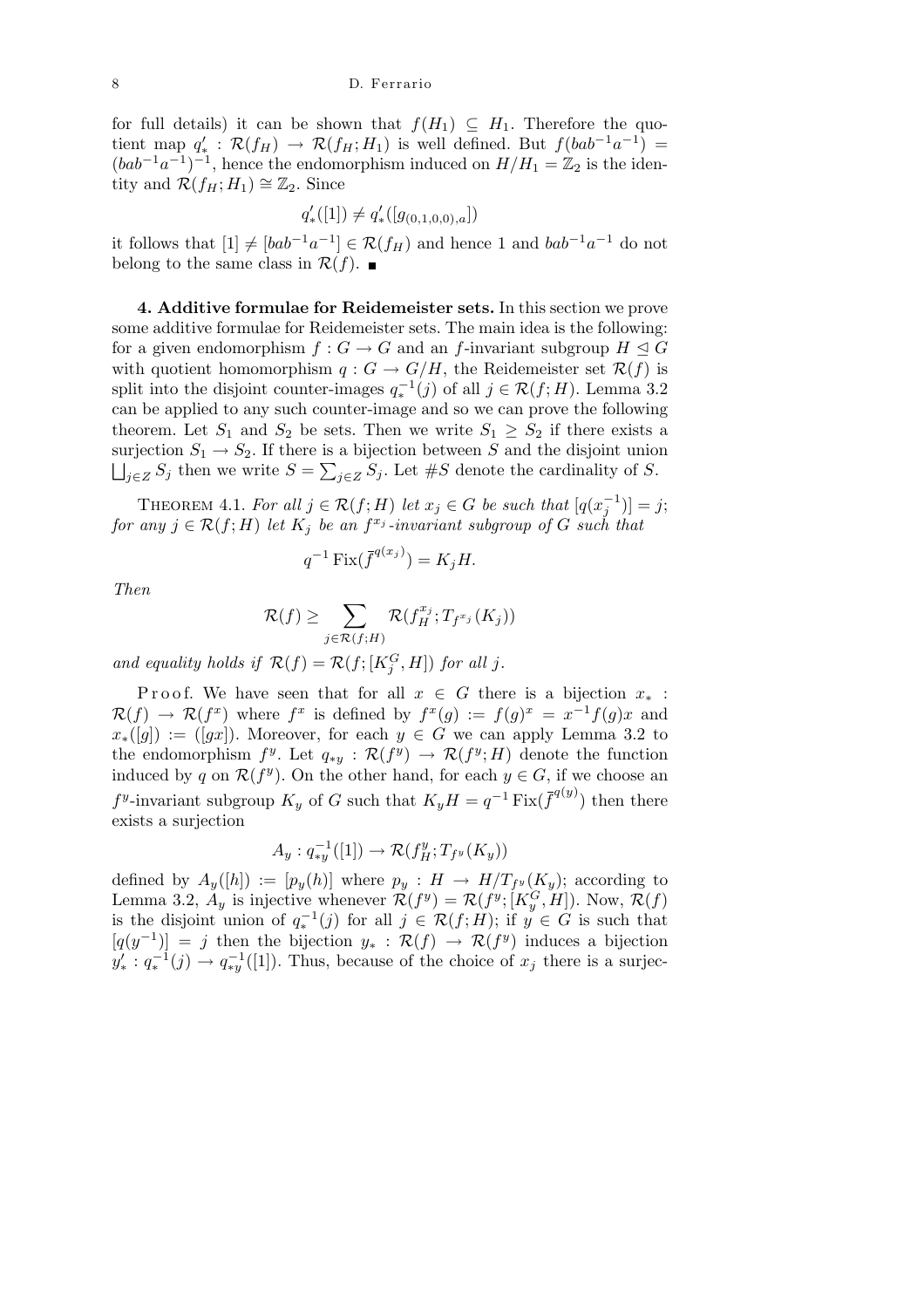for full details) it can be shown that $f(H_1) \subseteq H_1$. Therefore the quotient map $q'_* : \mathcal{R}(f_H) \to \mathcal{R}(f_H; H_1)$ is well defined. But $f(bab^{-1}a^{-1}) = (bab^{-1}a^{-1})^{-1}$, hence the endomorphism induced on $H/H_1 = \mathbb{Z}_2$ is the identity and $\mathcal{R}(f_H; H_1) \cong \mathbb{Z}_2$. Since

$$q'_*([1]) \neq q'_*([g_{(0,1,0,0),a}])$$

it follows that $[1] \neq [bab^{-1}a^{-1}] \in \mathcal{R}(f_H)$ and hence 1 and $bab^{-1}a^{-1}$ do not belong to the same class in $\mathcal{R}(f)$. ∎

**4. Additive formulae for Reidemeister sets.** In this section we prove some additive formulae for Reidemeister sets. The main idea is the following: for a given endomorphism $f : G \to G$ and an $f$-invariant subgroup $H \trianglelefteq G$ with quotient homomorphism $q : G \to G/H$, the Reidemeister set $\mathcal{R}(f)$ is split into the disjoint counter-images $q_*^{-1}(j)$ of all $j \in \mathcal{R}(f; H)$. Lemma 3.2 can be applied to any such counter-image and so we can prove the following theorem. Let $S_1$ and $S_2$ be sets. Then we write $S_1 \geq S_2$ if there exists a surjection $S_1 \to S_2$. If there is a bijection between $S$ and the disjoint union $\bigsqcup_{j \in Z} S_j$ then we write $S = \sum_{j \in Z} S_j$. Let $\#S$ denote the cardinality of $S$.

THEOREM 4.1. *For all $j \in \mathcal{R}(f; H)$ let $x_j \in G$ be such that $[q(x_j^{-1})] = j$; for any $j \in \mathcal{R}(f; H)$ let $K_j$ be an $f^{x_j}$-invariant subgroup of $G$ such that*

$$q^{-1}\operatorname{Fix}(\bar{f}^{q(x_j)}) = K_j H.$$

*Then*

$$\mathcal{R}(f) \geq \sum_{j \in \mathcal{R}(f;H)} \mathcal{R}(f_H^{x_j}; T_{f^{x_j}}(K_j))$$

*and equality holds if $\mathcal{R}(f) = \mathcal{R}(f; [K_j^G, H])$ for all $j$.*

Proof. We have seen that for all $x \in G$ there is a bijection $x_* : \mathcal{R}(f) \to \mathcal{R}(f^x)$ where $f^x$ is defined by $f^x(g) := f(g)^x = x^{-1}f(g)x$ and $x_*([g]) := ([gx])$. Moreover, for each $y \in G$ we can apply Lemma 3.2 to the endomorphism $f^y$. Let $q_{*y} : \mathcal{R}(f^y) \to \mathcal{R}(f^y; H)$ denote the function induced by $q$ on $\mathcal{R}(f^y)$. On the other hand, for each $y \in G$, if we choose an $f^y$-invariant subgroup $K_y$ of $G$ such that $K_y H = q^{-1}\operatorname{Fix}(\bar{f}^{q(y)})$ then there exists a surjection

$$A_y : q_{*y}^{-1}([1]) \to \mathcal{R}(f_H^y; T_{f^y}(K_y))$$

defined by $A_y([h]) := [p_y(h)]$ where $p_y : H \to H/T_{f^y}(K_y)$; according to Lemma 3.2, $A_y$ is injective whenever $\mathcal{R}(f^y) = \mathcal{R}(f^y; [K_y^G, H])$. Now, $\mathcal{R}(f)$ is the disjoint union of $q_*^{-1}(j)$ for all $j \in \mathcal{R}(f; H)$; if $y \in G$ is such that $[q(y^{-1})] = j$ then the bijection $y_* : \mathcal{R}(f) \to \mathcal{R}(f^y)$ induces a bijection $y'_* : q_*^{-1}(j) \to q_{*y}^{-1}([1])$. Thus, because of the choice of $x_j$ there is a surjec-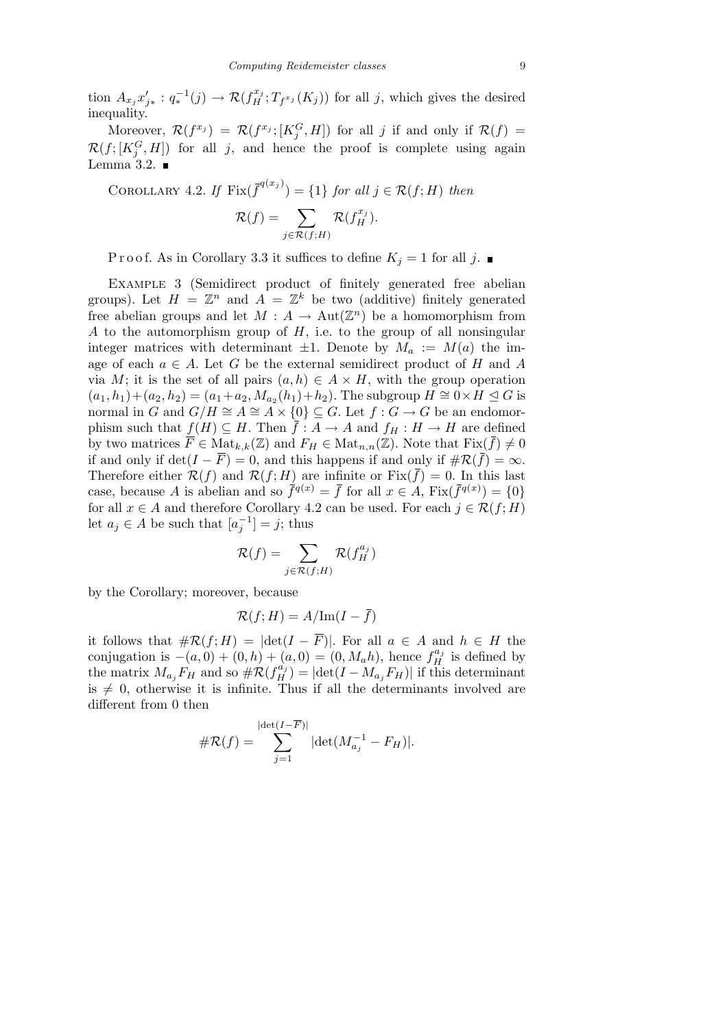tion $A_{x_j} x'_{j*} : q_*^{-1}(j) \to \mathcal{R}(f_H^{x_j}; T_{f^{x_j}}(K_j))$ for all $j$, which gives the desired inequality.

Moreover, $\mathcal{R}(f^{x_j}) = \mathcal{R}(f^{x_j}; [K_j^G, H])$ for all $j$ if and only if $\mathcal{R}(f) = \mathcal{R}(f; [K_j^G, H])$ for all $j$, and hence the proof is complete using again Lemma 3.2. ∎

COROLLARY 4.2. *If* $\mathrm{Fix}(\overline{f}^{q(x_j)}) = \{1\}$ *for all* $j \in \mathcal{R}(f; H)$ *then*

$$\mathcal{R}(f) = \sum_{j \in \mathcal{R}(f;H)} \mathcal{R}(f_H^{x_j}).$$

Proof. As in Corollary 3.3 it suffices to define $K_j = 1$ for all $j$. ∎

EXAMPLE 3 (Semidirect product of finitely generated free abelian groups). Let $H = \mathbb{Z}^n$ and $A = \mathbb{Z}^k$ be two (additive) finitely generated free abelian groups and let $M : A \to \mathrm{Aut}(\mathbb{Z}^n)$ be a homomorphism from $A$ to the automorphism group of $H$, i.e. to the group of all nonsingular integer matrices with determinant $\pm 1$. Denote by $M_a := M(a)$ the image of each $a \in A$. Let $G$ be the external semidirect product of $H$ and $A$ via $M$; it is the set of all pairs $(a, h) \in A \times H$, with the group operation $(a_1, h_1) + (a_2, h_2) = (a_1 + a_2, M_{a_2}(h_1) + h_2)$. The subgroup $H \cong 0 \times H \trianglelefteq G$ is normal in $G$ and $G/H \cong A \cong A \times \{0\} \subseteq G$. Let $f : G \to G$ be an endomorphism such that $f(H) \subseteq H$. Then $\overline{f} : A \to A$ and $f_H : H \to H$ are defined by two matrices $\overline{F} \in \mathrm{Mat}_{k,k}(\mathbb{Z})$ and $F_H \in \mathrm{Mat}_{n,n}(\mathbb{Z})$. Note that $\mathrm{Fix}(\overline{f}) \neq 0$ if and only if $\det(I - \overline{F}) = 0$, and this happens if and only if $\#\mathcal{R}(\overline{f}) = \infty$. Therefore either $\mathcal{R}(f)$ and $\mathcal{R}(f; H)$ are infinite or $\mathrm{Fix}(\overline{f}) = 0$. In this last case, because $A$ is abelian and so $\overline{f}^{q(x)} = \overline{f}$ for all $x \in A$, $\mathrm{Fix}(\overline{f}^{q(x)}) = \{0\}$ for all $x \in A$ and therefore Corollary 4.2 can be used. For each $j \in \mathcal{R}(f; H)$ let $a_j \in A$ be such that $[a_j^{-1}] = j$; thus

$$\mathcal{R}(f) = \sum_{j \in \mathcal{R}(f;H)} \mathcal{R}(f_H^{a_j})$$

by the Corollary; moreover, because

$$\mathcal{R}(f; H) = A / \mathrm{Im}(I - \overline{f})$$

it follows that $\#\mathcal{R}(f; H) = |\det(I - \overline{F})|$. For all $a \in A$ and $h \in H$ the conjugation is $-(a, 0) + (0, h) + (a, 0) = (0, M_a h)$, hence $f_H^{a_j}$ is defined by the matrix $M_{a_j} F_H$ and so $\#\mathcal{R}(f_H^{a_j}) = |\det(I - M_{a_j} F_H)|$ if this determinant is $\neq 0$, otherwise it is infinite. Thus if all the determinants involved are different from 0 then

$$\#\mathcal{R}(f) = \sum_{j=1}^{|\det(I - \overline{F})|} |\det(M_{a_j}^{-1} - F_H)|.$$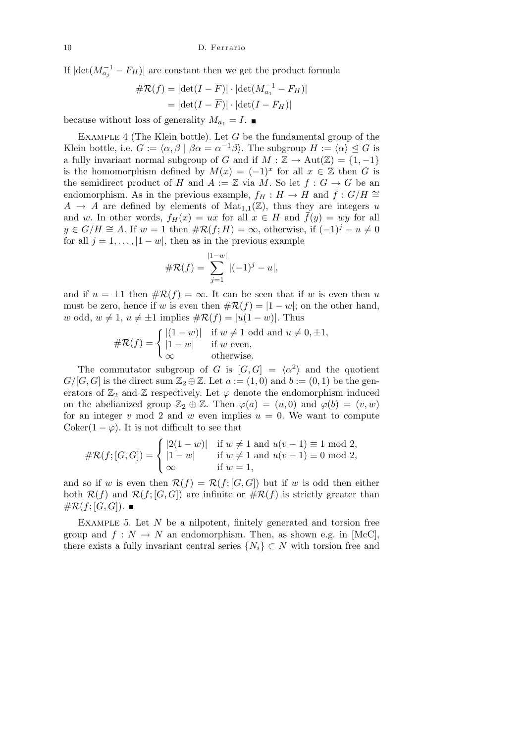If $|\det(M_{a_j}^{-1} - F_H)|$ are constant then we get the product formula

$$\begin{aligned}\#\mathcal{R}(f) &= |\det(I - \overline{F})| \cdot |\det(M_{a_1}^{-1} - F_H)| \\ &= |\det(I - \overline{F})| \cdot |\det(I - F_H)|\end{aligned}$$

because without loss of generality $M_{a_1} = I$. ∎

Example 4 (The Klein bottle). Let $G$ be the fundamental group of the Klein bottle, i.e. $G := \langle \alpha, \beta \mid \beta\alpha = \alpha^{-1}\beta \rangle$. The subgroup $H := \langle \alpha \rangle \trianglelefteq G$ is a fully invariant normal subgroup of $G$ and if $M : \mathbb{Z} \to \mathrm{Aut}(\mathbb{Z}) = \{1, -1\}$ is the homomorphism defined by $M(x) = (-1)^x$ for all $x \in \mathbb{Z}$ then $G$ is the semidirect product of $H$ and $A := \mathbb{Z}$ via $M$. So let $f : G \to G$ be an endomorphism. As in the previous example, $f_H : H \to H$ and $\overline{f} : G/H \cong A \to A$ are defined by elements of $\mathrm{Mat}_{1,1}(\mathbb{Z})$, thus they are integers $u$ and $w$. In other words, $f_H(x) = ux$ for all $x \in H$ and $\overline{f}(y) = wy$ for all $y \in G/H \cong A$. If $w = 1$ then $\#\mathcal{R}(f; H) = \infty$, otherwise, if $(-1)^j - u \neq 0$ for all $j = 1, \ldots, |1 - w|$, then as in the previous example

$$\#\mathcal{R}(f) = \sum_{j=1}^{|1-w|} |(-1)^j - u|,$$

and if $u = \pm 1$ then $\#\mathcal{R}(f) = \infty$. It can be seen that if $w$ is even then $u$ must be zero, hence if $w$ is even then $\#\mathcal{R}(f) = |1 - w|$; on the other hand, $w$ odd, $w \neq 1$, $u \neq \pm 1$ implies $\#\mathcal{R}(f) = |u(1 - w)|$. Thus

$$\#\mathcal{R}(f) = \begin{cases} |(1 - w)| & \text{if } w \neq 1 \text{ odd and } u \neq 0, \pm 1, \\ |1 - w| & \text{if } w \text{ even}, \\ \infty & \text{otherwise}. \end{cases}$$

The commutator subgroup of $G$ is $[G, G] = \langle \alpha^2 \rangle$ and the quotient $G/[G, G]$ is the direct sum $\mathbb{Z}_2 \oplus \mathbb{Z}$. Let $a := (1, 0)$ and $b := (0, 1)$ be the generators of $\mathbb{Z}_2$ and $\mathbb{Z}$ respectively. Let $\varphi$ denote the endomorphism induced on the abelianized group $\mathbb{Z}_2 \oplus \mathbb{Z}$. Then $\varphi(a) = (u, 0)$ and $\varphi(b) = (v, w)$ for an integer $v$ mod 2 and $w$ even implies $u = 0$. We want to compute $\mathrm{Coker}(1 - \varphi)$. It is not difficult to see that

$$\#\mathcal{R}(f; [G, G]) = \begin{cases} |2(1 - w)| & \text{if } w \neq 1 \text{ and } u(v - 1) \equiv 1 \bmod 2, \\ |1 - w| & \text{if } w \neq 1 \text{ and } u(v - 1) \equiv 0 \bmod 2, \\ \infty & \text{if } w = 1, \end{cases}$$

and so if $w$ is even then $\mathcal{R}(f) = \mathcal{R}(f; [G, G])$ but if $w$ is odd then either both $\mathcal{R}(f)$ and $\mathcal{R}(f; [G, G])$ are infinite or $\#\mathcal{R}(f)$ is strictly greater than $\#\mathcal{R}(f; [G, G])$. ∎

Example 5. Let $N$ be a nilpotent, finitely generated and torsion free group and $f : N \to N$ an endomorphism. Then, as shown e.g. in [McC], there exists a fully invariant central series $\{N_i\} \subset N$ with torsion free and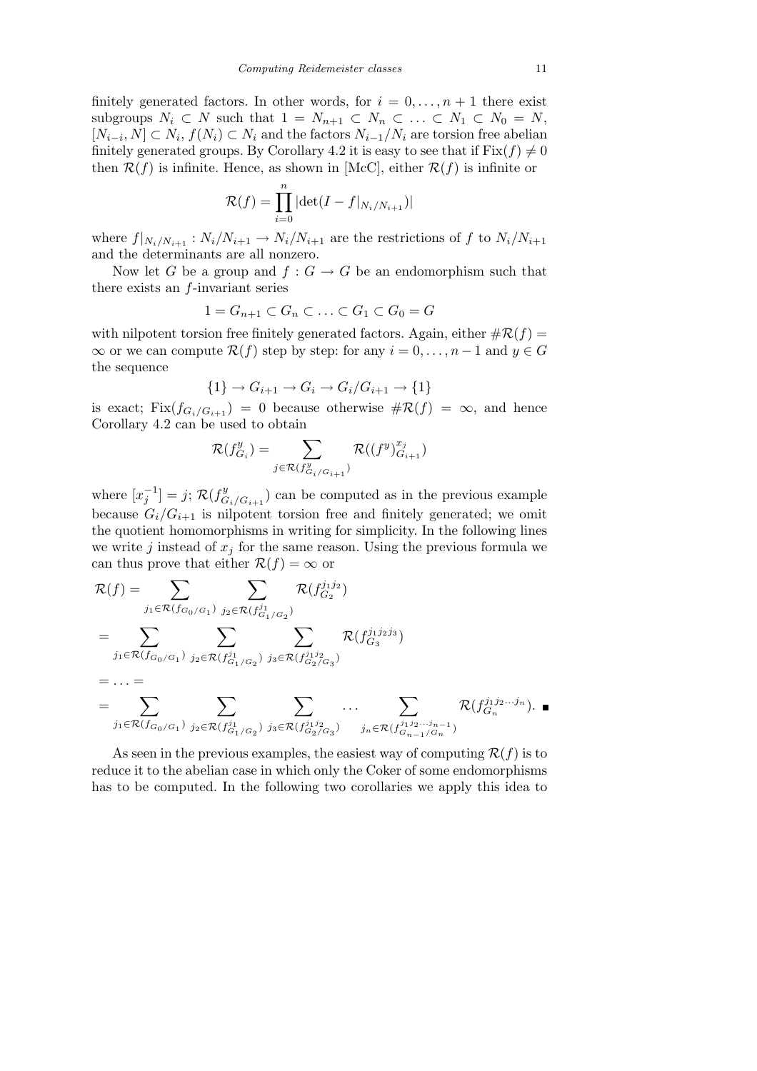finitely generated factors. In other words, for $i = 0, \ldots, n+1$ there exist subgroups $N_i \subset N$ such that $1 = N_{n+1} \subset N_n \subset \ldots \subset N_1 \subset N_0 = N$, $[N_{i-i}, N] \subset N_i$, $f(N_i) \subset N_i$ and the factors $N_{i-1}/N_i$ are torsion free abelian finitely generated groups. By Corollary 4.2 it is easy to see that if $\mathrm{Fix}(f) \neq 0$ then $\mathcal{R}(f)$ is infinite. Hence, as shown in [McC], either $\mathcal{R}(f)$ is infinite or

$$\mathcal{R}(f) = \prod_{i=0}^{n} |\det(I - f|_{N_i/N_{i+1}})|$$

where $f|_{N_i/N_{i+1}} : N_i/N_{i+1} \to N_i/N_{i+1}$ are the restrictions of $f$ to $N_i/N_{i+1}$ and the determinants are all nonzero.

Now let $G$ be a group and $f : G \to G$ be an endomorphism such that there exists an $f$-invariant series

$$1 = G_{n+1} \subset G_n \subset \ldots \subset G_1 \subset G_0 = G$$

with nilpotent torsion free finitely generated factors. Again, either $\#\mathcal{R}(f) = \infty$ or we can compute $\mathcal{R}(f)$ step by step: for any $i = 0, \ldots, n-1$ and $y \in G$ the sequence

$$\{1\} \to G_{i+1} \to G_i \to G_i/G_{i+1} \to \{1\}$$

is exact; $\mathrm{Fix}(f_{G_i/G_{i+1}}) = 0$ because otherwise $\#\mathcal{R}(f) = \infty$, and hence Corollary 4.2 can be used to obtain

$$\mathcal{R}(f^y_{G_i}) = \sum_{j \in \mathcal{R}(f^y_{G_i/G_{i+1}})} \mathcal{R}((f^y)^{x_j}_{G_{i+1}})$$

where $[x_j^{-1}] = j$; $\mathcal{R}(f^y_{G_i/G_{i+1}})$ can be computed as in the previous example because $G_i/G_{i+1}$ is nilpotent torsion free and finitely generated; we omit the quotient homomorphisms in writing for simplicity. In the following lines we write $j$ instead of $x_j$ for the same reason. Using the previous formula we can thus prove that either $\mathcal{R}(f) = \infty$ or

$$\begin{aligned}
\mathcal{R}(f) &= \sum_{j_1 \in \mathcal{R}(f_{G_0/G_1})} \sum_{j_2 \in \mathcal{R}(f^{j_1}_{G_1/G_2})} \mathcal{R}(f^{j_1 j_2}_{G_2}) \\
&= \sum_{j_1 \in \mathcal{R}(f_{G_0/G_1})} \sum_{j_2 \in \mathcal{R}(f^{j_1}_{G_1/G_2})} \sum_{j_3 \in \mathcal{R}(f^{j_1 j_2}_{G_2/G_3})} \mathcal{R}(f^{j_1 j_2 j_3}_{G_3}) \\
&= \ldots = \\
&= \sum_{j_1 \in \mathcal{R}(f_{G_0/G_1})} \sum_{j_2 \in \mathcal{R}(f^{j_1}_{G_1/G_2})} \sum_{j_3 \in \mathcal{R}(f^{j_1 j_2}_{G_2/G_3})} \cdots \sum_{j_n \in \mathcal{R}(f^{j_1 j_2 \ldots j_{n-1}}_{G_{n-1}/G_n})} \mathcal{R}(f^{j_1 j_2 \ldots j_n}_{G_n}). \quad \blacksquare
\end{aligned}$$

As seen in the previous examples, the easiest way of computing $\mathcal{R}(f)$ is to reduce it to the abelian case in which only the Coker of some endomorphisms has to be computed. In the following two corollaries we apply this idea to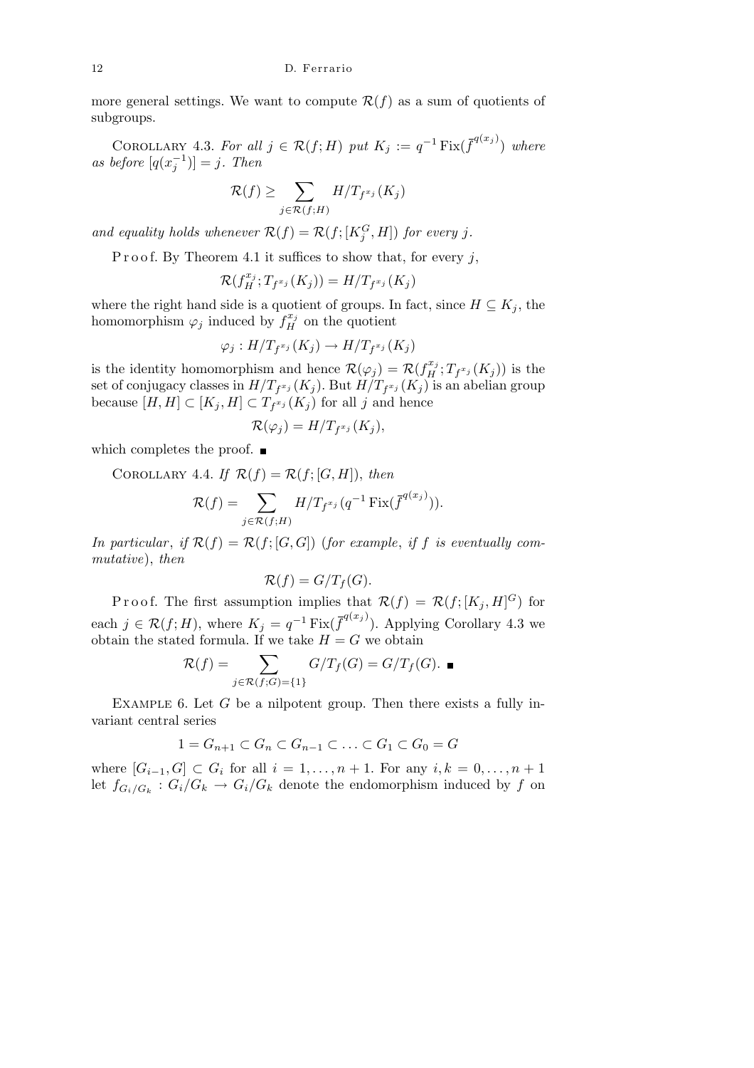more general settings. We want to compute $\mathcal{R}(f)$ as a sum of quotients of subgroups.

Corollary 4.3. *For all* $j \in \mathcal{R}(f;H)$ *put* $K_j := q^{-1}\operatorname{Fix}(\bar{f}^{q(x_j)})$ *where as before* $[q(x_j^{-1})] = j$. *Then*

$$\mathcal{R}(f) \geq \sum_{j \in \mathcal{R}(f;H)} H/T_{f^{x_j}}(K_j)$$

*and equality holds whenever* $\mathcal{R}(f) = \mathcal{R}(f;[K_j^G, H])$ *for every* $j$.

Proof. By Theorem 4.1 it suffices to show that, for every $j$,

$$\mathcal{R}(f_H^{x_j}; T_{f^{x_j}}(K_j)) = H/T_{f^{x_j}}(K_j)$$

where the right hand side is a quotient of groups. In fact, since $H \subseteq K_j$, the homomorphism $\varphi_j$ induced by $f_H^{x_j}$ on the quotient

$$\varphi_j : H/T_{f^{x_j}}(K_j) \to H/T_{f^{x_j}}(K_j)$$

is the identity homomorphism and hence $\mathcal{R}(\varphi_j) = \mathcal{R}(f_H^{x_j}; T_{f^{x_j}}(K_j))$ is the set of conjugacy classes in $H/T_{f^{x_j}}(K_j)$. But $H/T_{f^{x_j}}(K_j)$ is an abelian group because $[H,H] \subset [K_j, H] \subset T_{f^{x_j}}(K_j)$ for all $j$ and hence

$$\mathcal{R}(\varphi_j) = H/T_{f^{x_j}}(K_j),$$

which completes the proof. ■

Corollary 4.4. *If* $\mathcal{R}(f) = \mathcal{R}(f;[G,H])$, *then*

$$\mathcal{R}(f) = \sum_{j \in \mathcal{R}(f;H)} H/T_{f^{x_j}}(q^{-1}\operatorname{Fix}(\bar{f}^{q(x_j)})).$$

*In particular*, *if* $\mathcal{R}(f) = \mathcal{R}(f;[G,G])$ (*for example*, *if* $f$ *is eventually commutative*), *then*

$$\mathcal{R}(f) = G/T_f(G).$$

Proof. The first assumption implies that $\mathcal{R}(f) = \mathcal{R}(f;[K_j, H]^G)$ for each $j \in \mathcal{R}(f;H)$, where $K_j = q^{-1}\operatorname{Fix}(\bar{f}^{q(x_j)})$. Applying Corollary 4.3 we obtain the stated formula. If we take $H = G$ we obtain

$$\mathcal{R}(f) = \sum_{j \in \mathcal{R}(f;G) = \{1\}} G/T_f(G) = G/T_f(G). \ ■$$

Example 6. Let $G$ be a nilpotent group. Then there exists a fully invariant central series

$$1 = G_{n+1} \subset G_n \subset G_{n-1} \subset \ldots \subset G_1 \subset G_0 = G$$

where $[G_{i-1}, G] \subset G_i$ for all $i = 1, \ldots, n+1$. For any $i, k = 0, \ldots, n+1$ let $f_{G_i/G_k} : G_i/G_k \to G_i/G_k$ denote the endomorphism induced by $f$ on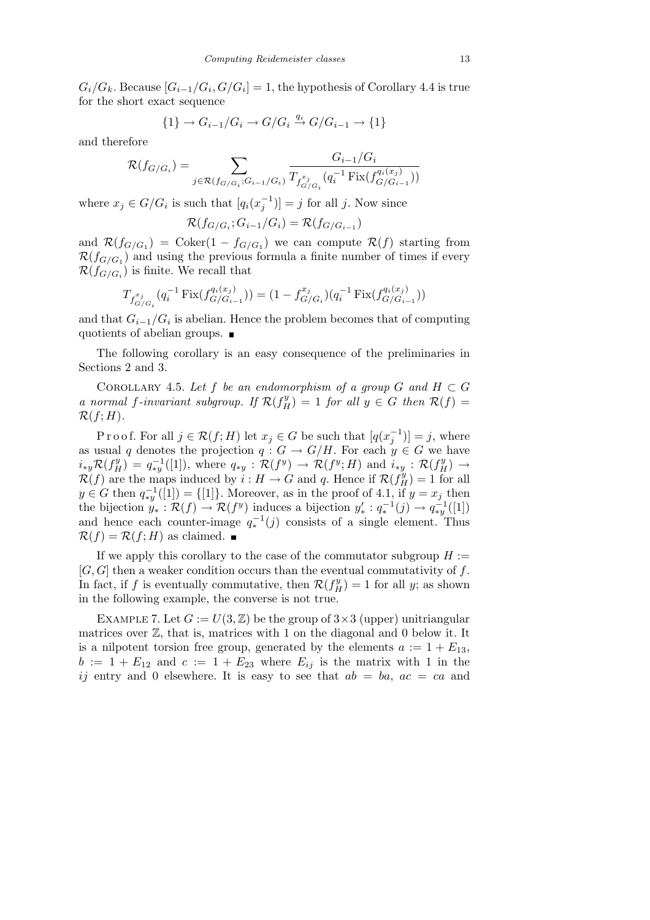$G_i/G_k$. Because $[G_{i-1}/G_i, G/G_i] = 1$, the hypothesis of Corollary 4.4 is true for the short exact sequence

$$\{1\} \to G_{i-1}/G_i \to G/G_i \xrightarrow{q_i} G/G_{i-1} \to \{1\}$$

and therefore

$$\mathcal{R}(f_{G/G_i}) = \sum_{j \in \mathcal{R}(f_{G/G_i}; G_{i-1}/G_i)} \frac{G_{i-1}/G_i}{T_{f^{x_j}_{G/G_i}}(q_i^{-1} \operatorname{Fix}(f^{q_i(x_j)}_{G/G_{i-1}}))}$$

where $x_j \in G/G_i$ is such that $[q_i(x_j^{-1})] = j$ for all $j$. Now since

$$\mathcal{R}(f_{G/G_i}; G_{i-1}/G_i) = \mathcal{R}(f_{G/G_{i-1}})$$

and $\mathcal{R}(f_{G/G_1}) = \operatorname{Coker}(1 - f_{G/G_1})$ we can compute $\mathcal{R}(f)$ starting from $\mathcal{R}(f_{G/G_1})$ and using the previous formula a finite number of times if every $\mathcal{R}(f_{G/G_i})$ is finite. We recall that

$$T_{f^{x_j}_{G/G_i}}(q_i^{-1} \operatorname{Fix}(f^{q_i(x_j)}_{G/G_{i-1}})) = (1 - f^{x_j}_{G/G_i})(q_i^{-1} \operatorname{Fix}(f^{q_i(x_j)}_{G/G_{i-1}}))$$

and that $G_{i-1}/G_i$ is abelian. Hence the problem becomes that of computing quotients of abelian groups. ∎

The following corollary is an easy consequence of the preliminaries in Sections 2 and 3.

Corollary 4.5. *Let $f$ be an endomorphism of a group $G$ and $H \subset G$ a normal $f$-invariant subgroup. If $\mathcal{R}(f^y_H) = 1$ for all $y \in G$ then $\mathcal{R}(f) = \mathcal{R}(f; H)$.*

Proof. For all $j \in \mathcal{R}(f; H)$ let $x_j \in G$ be such that $[q(x_j^{-1})] = j$, where as usual $q$ denotes the projection $q : G \to G/H$. For each $y \in G$ we have $i_{*y}\mathcal{R}(f^y_H) = q_{*y}^{-1}([1])$, where $q_{*y} : \mathcal{R}(f^y) \to \mathcal{R}(f^y; H)$ and $i_{*y} : \mathcal{R}(f^y_H) \to \mathcal{R}(f)$ are the maps induced by $i : H \to G$ and $q$. Hence if $\mathcal{R}(f^y_H) = 1$ for all $y \in G$ then $q_{*y}^{-1}([1]) = \{[1]\}$. Moreover, as in the proof of 4.1, if $y = x_j$ then the bijection $y_* : \mathcal{R}(f) \to \mathcal{R}(f^y)$ induces a bijection $y'_* : q_*^{-1}(j) \to q_{*y}^{-1}([1])$ and hence each counter-image $q_*^{-1}(j)$ consists of a single element. Thus $\mathcal{R}(f) = \mathcal{R}(f; H)$ as claimed. ∎

If we apply this corollary to the case of the commutator subgroup $H := [G, G]$ then a weaker condition occurs than the eventual commutativity of $f$. In fact, if $f$ is eventually commutative, then $\mathcal{R}(f^y_H) = 1$ for all $y$; as shown in the following example, the converse is not true.

Example 7. Let $G := U(3, \mathbb{Z})$ be the group of $3 \times 3$ (upper) unitriangular matrices over $\mathbb{Z}$, that is, matrices with 1 on the diagonal and 0 below it. It is a nilpotent torsion free group, generated by the elements $a := 1 + E_{13}$, $b := 1 + E_{12}$ and $c := 1 + E_{23}$ where $E_{ij}$ is the matrix with 1 in the $ij$ entry and 0 elsewhere. It is easy to see that $ab = ba$, $ac = ca$ and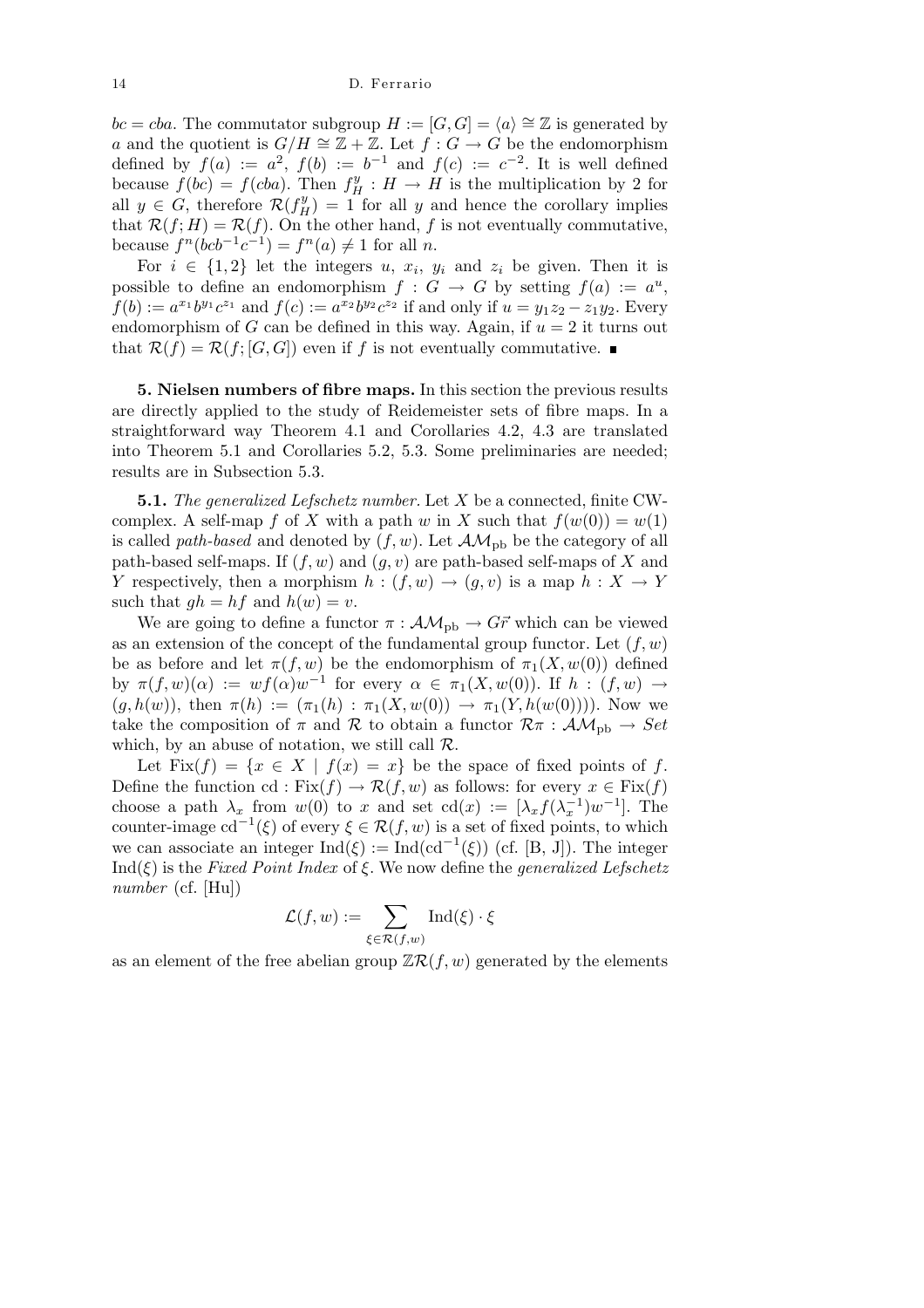$bc = cba$. The commutator subgroup $H := [G,G] = \langle a \rangle \cong \mathbb{Z}$ is generated by $a$ and the quotient is $G/H \cong \mathbb{Z} + \mathbb{Z}$. Let $f : G \to G$ be the endomorphism defined by $f(a) := a^2$, $f(b) := b^{-1}$ and $f(c) := c^{-2}$. It is well defined because $f(bc) = f(cba)$. Then $f_H^y : H \to H$ is the multiplication by 2 for all $y \in G$, therefore $\mathcal{R}(f_H^y) = 1$ for all $y$ and hence the corollary implies that $\mathcal{R}(f; H) = \mathcal{R}(f)$. On the other hand, $f$ is not eventually commutative, because $f^n(bcb^{-1}c^{-1}) = f^n(a) \neq 1$ for all $n$.

For $i \in \{1, 2\}$ let the integers $u$, $x_i$, $y_i$ and $z_i$ be given. Then it is possible to define an endomorphism $f : G \to G$ by setting $f(a) := a^u$, $f(b) := a^{x_1} b^{y_1} c^{z_1}$ and $f(c) := a^{x_2} b^{y_2} c^{z_2}$ if and only if $u = y_1 z_2 - z_1 y_2$. Every endomorphism of $G$ can be defined in this way. Again, if $u = 2$ it turns out that $\mathcal{R}(f) = \mathcal{R}(f; [G,G])$ even if $f$ is not eventually commutative. ∎

## 5. Nielsen numbers of fibre maps.

In this section the previous results are directly applied to the study of Reidemeister sets of fibre maps. In a straightforward way Theorem 4.1 and Corollaries 4.2, 4.3 are translated into Theorem 5.1 and Corollaries 5.2, 5.3. Some preliminaries are needed; results are in Subsection 5.3.

**5.1.** *The generalized Lefschetz number.* Let $X$ be a connected, finite CW-complex. A self-map $f$ of $X$ with a path $w$ in $X$ such that $f(w(0)) = w(1)$ is called *path-based* and denoted by $(f, w)$. Let $\mathcal{AM}_{\mathrm{pb}}$ be the category of all path-based self-maps. If $(f, w)$ and $(g, v)$ are path-based self-maps of $X$ and $Y$ respectively, then a morphism $h : (f, w) \to (g, v)$ is a map $h : X \to Y$ such that $gh = hf$ and $h(w) = v$.

We are going to define a functor $\pi : \mathcal{AM}_{\mathrm{pb}} \to G\vec{r}$ which can be viewed as an extension of the concept of the fundamental group functor. Let $(f, w)$ be as before and let $\pi(f, w)$ be the endomorphism of $\pi_1(X, w(0))$ defined by $\pi(f, w)(\alpha) := w f(\alpha) w^{-1}$ for every $\alpha \in \pi_1(X, w(0))$. If $h : (f, w) \to (g, h(w))$, then $\pi(h) := (\pi_1(h) : \pi_1(X, w(0)) \to \pi_1(Y, h(w(0))))$. Now we take the composition of $\pi$ and $\mathcal{R}$ to obtain a functor $\mathcal{R}\pi : \mathcal{AM}_{\mathrm{pb}} \to \mathit{Set}$ which, by an abuse of notation, we still call $\mathcal{R}$.

Let $\mathrm{Fix}(f) = \{x \in X \mid f(x) = x\}$ be the space of fixed points of $f$. Define the function $\mathrm{cd} : \mathrm{Fix}(f) \to \mathcal{R}(f, w)$ as follows: for every $x \in \mathrm{Fix}(f)$ choose a path $\lambda_x$ from $w(0)$ to $x$ and set $\mathrm{cd}(x) := [\lambda_x f(\lambda_x^{-1}) w^{-1}]$. The counter-image $\mathrm{cd}^{-1}(\xi)$ of every $\xi \in \mathcal{R}(f, w)$ is a set of fixed points, to which we can associate an integer $\mathrm{Ind}(\xi) := \mathrm{Ind}(\mathrm{cd}^{-1}(\xi))$ (cf. [B, J]). The integer $\mathrm{Ind}(\xi)$ is the *Fixed Point Index* of $\xi$. We now define the *generalized Lefschetz number* (cf. [Hu])

$$\mathcal{L}(f, w) := \sum_{\xi \in \mathcal{R}(f,w)} \mathrm{Ind}(\xi) \cdot \xi$$

as an element of the free abelian group $\mathbb{Z}\mathcal{R}(f, w)$ generated by the elements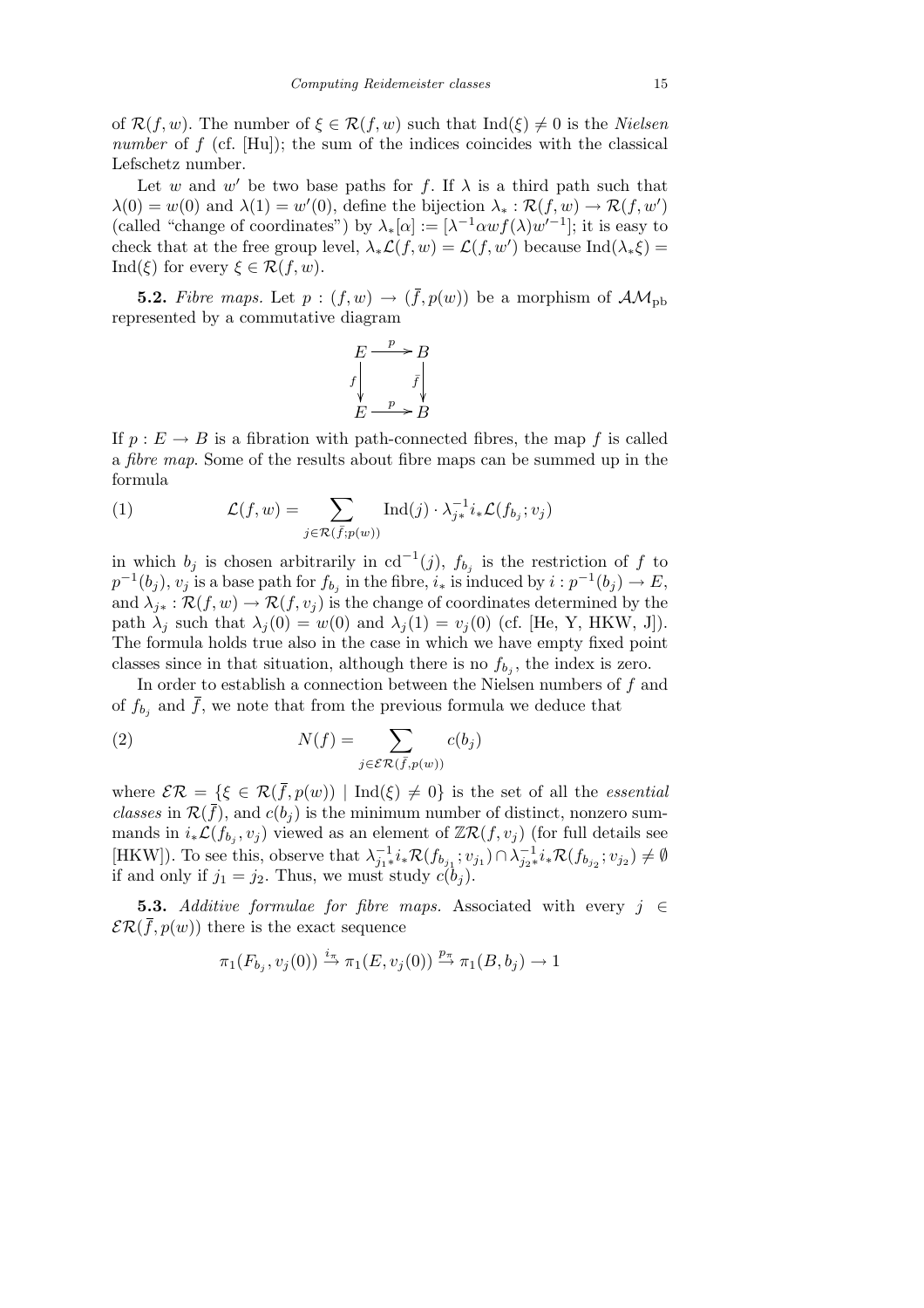of $\mathcal{R}(f,w)$. The number of $\xi \in \mathcal{R}(f,w)$ such that $\mathrm{Ind}(\xi) \neq 0$ is the *Nielsen number* of $f$ (cf. [Hu]); the sum of the indices coincides with the classical Lefschetz number.

Let $w$ and $w'$ be two base paths for $f$. If $\lambda$ is a third path such that $\lambda(0) = w(0)$ and $\lambda(1) = w'(0)$, define the bijection $\lambda_* : \mathcal{R}(f,w) \to \mathcal{R}(f,w')$ (called "change of coordinates") by $\lambda_*[\alpha] := [\lambda^{-1}\alpha w f(\lambda) w'^{-1}]$; it is easy to check that at the free group level, $\lambda_*\mathcal{L}(f,w) = \mathcal{L}(f,w')$ because $\mathrm{Ind}(\lambda_*\xi) = \mathrm{Ind}(\xi)$ for every $\xi \in \mathcal{R}(f,w)$.

**5.2.** *Fibre maps.* Let $p : (f,w) \to (\bar{f}, p(w))$ be a morphism of $\mathcal{AM}_{\mathrm{pb}}$ represented by a commutative diagram

$$\begin{array}{ccc} E & \xrightarrow{p} & B \\ {\scriptstyle f}\downarrow & & \downarrow{\scriptstyle \bar{f}} \\ E & \xrightarrow{p} & B \end{array}$$

If $p : E \to B$ is a fibration with path-connected fibres, the map $f$ is called a *fibre map.* Some of the results about fibre maps can be summed up in the formula

$$\mathcal{L}(f,w) = \sum_{j \in \mathcal{R}(\bar{f};p(w))} \mathrm{Ind}(j) \cdot \lambda_{j*}^{-1} i_* \mathcal{L}(f_{b_j}; v_j) \tag{1}$$

in which $b_j$ is chosen arbitrarily in $\mathrm{cd}^{-1}(j)$, $f_{b_j}$ is the restriction of $f$ to $p^{-1}(b_j)$, $v_j$ is a base path for $f_{b_j}$ in the fibre, $i_*$ is induced by $i : p^{-1}(b_j) \to E$, and $\lambda_{j*} : \mathcal{R}(f,w) \to \mathcal{R}(f,v_j)$ is the change of coordinates determined by the path $\lambda_j$ such that $\lambda_j(0) = w(0)$ and $\lambda_j(1) = v_j(0)$ (cf. [He, Y, HKW, J]). The formula holds true also in the case in which we have empty fixed point classes since in that situation, although there is no $f_{b_j}$, the index is zero.

In order to establish a connection between the Nielsen numbers of $f$ and of $f_{b_j}$ and $\bar{f}$, we note that from the previous formula we deduce that

$$N(f) = \sum_{j \in \mathcal{ER}(\bar{f},p(w))} c(b_j) \tag{2}$$

where $\mathcal{ER} = \{\xi \in \mathcal{R}(\bar{f}, p(w)) \mid \mathrm{Ind}(\xi) \neq 0\}$ is the set of all the *essential classes* in $\mathcal{R}(\bar{f})$, and $c(b_j)$ is the minimum number of distinct, nonzero summands in $i_*\mathcal{L}(f_{b_j}, v_j)$ viewed as an element of $\mathbb{Z}\mathcal{R}(f, v_j)$ (for full details see [HKW]). To see this, observe that $\lambda_{j_1*}^{-1} i_* \mathcal{R}(f_{b_{j_1}}; v_{j_1}) \cap \lambda_{j_2*}^{-1} i_* \mathcal{R}(f_{b_{j_2}}; v_{j_2}) \neq \emptyset$ if and only if $j_1 = j_2$. Thus, we must study $c(b_j)$.

**5.3.** *Additive formulae for fibre maps.* Associated with every $j \in \mathcal{ER}(\bar{f}, p(w))$ there is the exact sequence

$$\pi_1(F_{b_j}, v_j(0)) \xrightarrow{i_\pi} \pi_1(E, v_j(0)) \xrightarrow{p_\pi} \pi_1(B, b_j) \to 1$$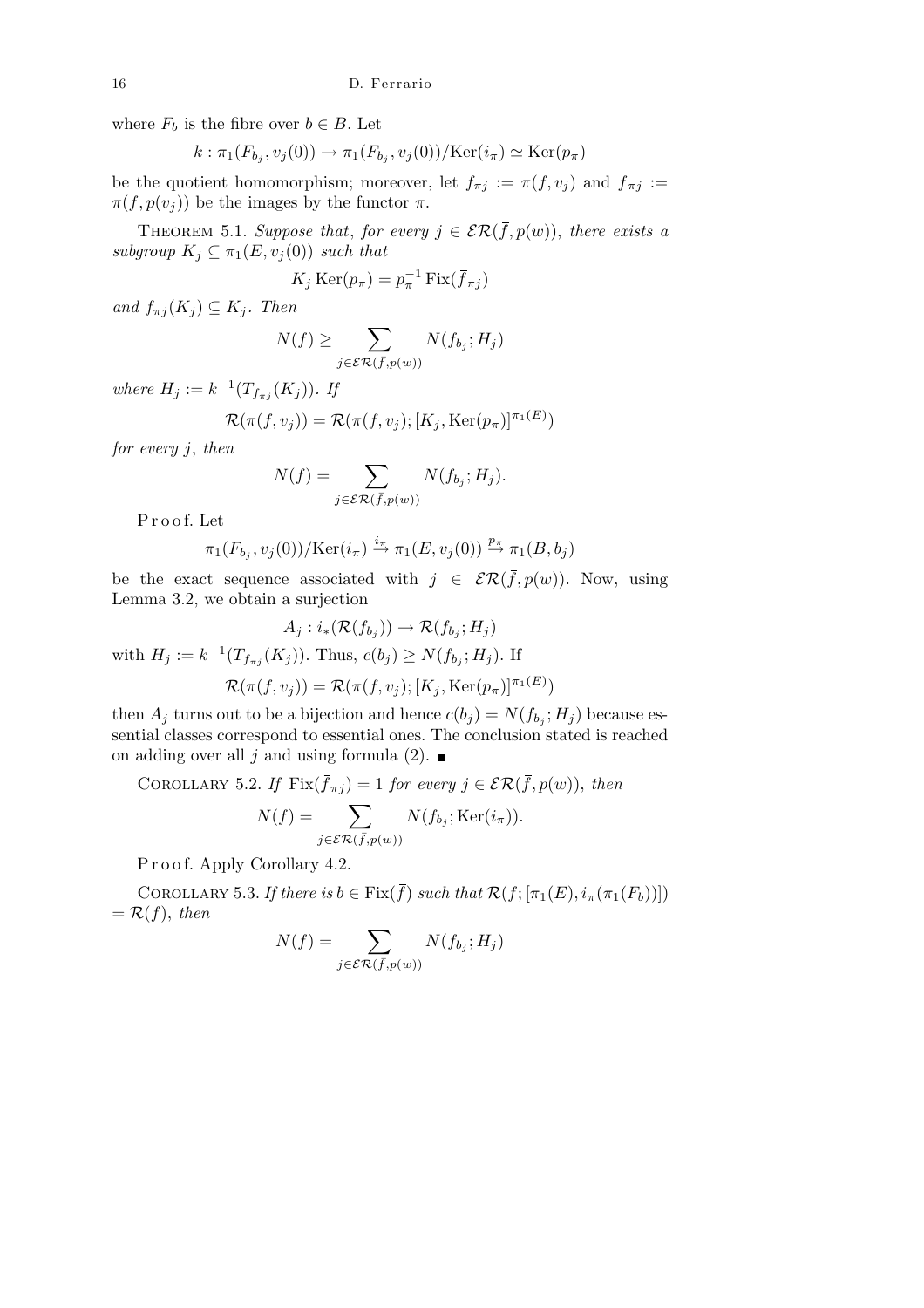where $F_b$ is the fibre over $b \in B$. Let

$$k : \pi_1(F_{b_j}, v_j(0)) \to \pi_1(F_{b_j}, v_j(0))/\mathrm{Ker}(i_\pi) \simeq \mathrm{Ker}(p_\pi)$$

be the quotient homomorphism; moreover, let $f_{\pi j} := \pi(f, v_j)$ and $\overline{f}_{\pi j} := \pi(\bar{f}, p(v_j))$ be the images by the functor $\pi$.

Theorem 5.1. *Suppose that, for every $j \in \mathcal{ER}(\overline{f}, p(w))$, there exists a subgroup $K_j \subseteq \pi_1(E, v_j(0))$ such that*

$$K_j \,\mathrm{Ker}(p_\pi) = p_\pi^{-1} \,\mathrm{Fix}(\overline{f}_{\pi j})$$

*and $f_{\pi j}(K_j) \subseteq K_j$. Then*

$$N(f) \geq \sum_{j \in \mathcal{ER}(\bar{f}, p(w))} N(f_{b_j}; H_j)$$

*where $H_j := k^{-1}(T_{f_{\pi_j}}(K_j))$. If*

$$\mathcal{R}(\pi(f, v_j)) = \mathcal{R}(\pi(f, v_j); [K_j, \mathrm{Ker}(p_\pi)]^{\pi_1(E)})$$

*for every $j$, then*

$$N(f) = \sum_{j \in \mathcal{ER}(\bar{f}, p(w))} N(f_{b_j}; H_j).$$

Proof. Let

$$\pi_1(F_{b_j}, v_j(0))/\mathrm{Ker}(i_\pi) \xrightarrow{i_\pi} \pi_1(E, v_j(0)) \xrightarrow{p_\pi} \pi_1(B, b_j)$$

be the exact sequence associated with $j \in \mathcal{ER}(\overline{f}, p(w))$. Now, using Lemma 3.2, we obtain a surjection

$$A_j : i_*(\mathcal{R}(f_{b_j})) \to \mathcal{R}(f_{b_j}; H_j)$$

with $H_j := k^{-1}(T_{f_{\pi_j}}(K_j))$. Thus, $c(b_j) \geq N(f_{b_j}; H_j)$. If

$$\mathcal{R}(\pi(f, v_j)) = \mathcal{R}(\pi(f, v_j); [K_j, \mathrm{Ker}(p_\pi)]^{\pi_1(E)})$$

then $A_j$ turns out to be a bijection and hence $c(b_j) = N(f_{b_j}; H_j)$ because essential classes correspond to essential ones. The conclusion stated is reached on adding over all $j$ and using formula (2). ∎

Corollary 5.2. *If $\mathrm{Fix}(\overline{f}_{\pi j}) = 1$ for every $j \in \mathcal{ER}(\overline{f}, p(w))$, then*

$$N(f) = \sum_{j \in \mathcal{ER}(\bar{f}, p(w))} N(f_{b_j}; \mathrm{Ker}(i_\pi)).$$

Proof. Apply Corollary 4.2.

Corollary 5.3. *If there is $b \in \mathrm{Fix}(\overline{f})$ such that $\mathcal{R}(f; [\pi_1(E), i_\pi(\pi_1(F_b))]) = \mathcal{R}(f)$, then*

$$N(f) = \sum_{j \in \mathcal{ER}(\bar{f}, p(w))} N(f_{b_j}; H_j)$$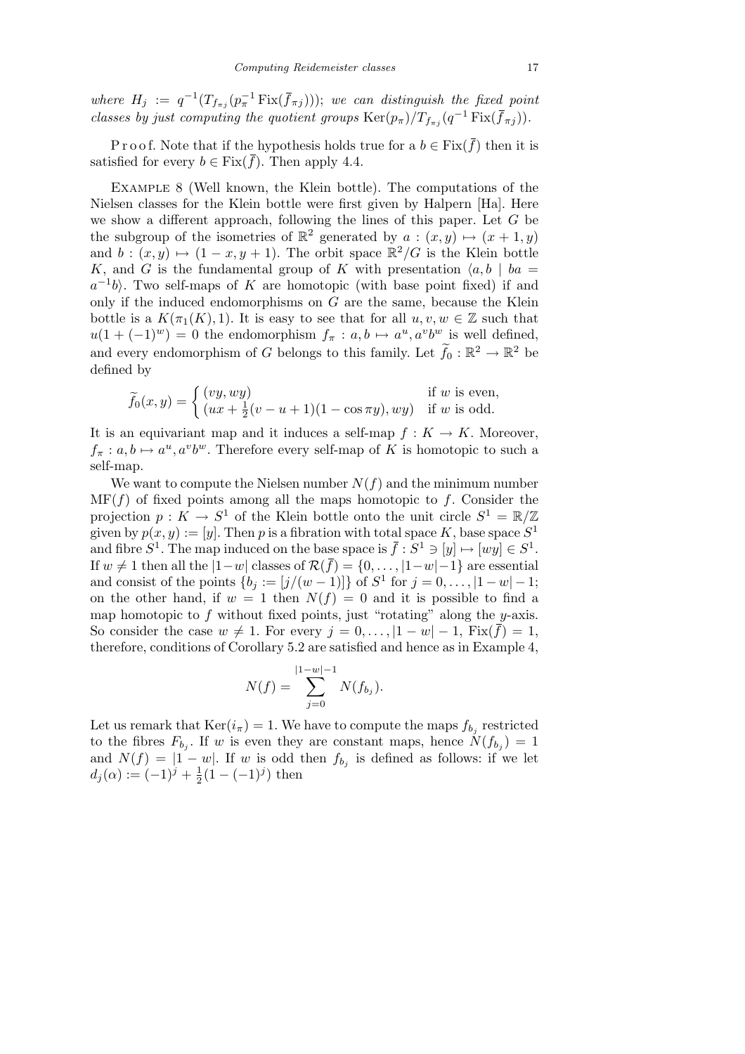*where* $H_j := q^{-1}(T_{f_{\pi_j}}(p_\pi^{-1}\operatorname{Fix}(\overline{f}_{\pi j})))$; *we can distinguish the fixed point classes by just computing the quotient groups* $\operatorname{Ker}(p_\pi)/T_{f_{\pi_j}}(q^{-1}\operatorname{Fix}(\overline{f}_{\pi j}))$.

Proof. Note that if the hypothesis holds true for a $b \in \operatorname{Fix}(\overline{f})$ then it is satisfied for every $b \in \operatorname{Fix}(\overline{f})$. Then apply 4.4.

Example 8 (Well known, the Klein bottle). The computations of the Nielsen classes for the Klein bottle were first given by Halpern [Ha]. Here we show a different approach, following the lines of this paper. Let $G$ be the subgroup of the isometries of $\mathbb{R}^2$ generated by $a : (x, y) \mapsto (x + 1, y)$ and $b : (x, y) \mapsto (1 - x, y + 1)$. The orbit space $\mathbb{R}^2/G$ is the Klein bottle $K$, and $G$ is the fundamental group of $K$ with presentation $\langle a, b \mid ba = a^{-1}b\rangle$. Two self-maps of $K$ are homotopic (with base point fixed) if and only if the induced endomorphisms on $G$ are the same, because the Klein bottle is a $K(\pi_1(K), 1)$. It is easy to see that for all $u, v, w \in \mathbb{Z}$ such that $u(1 + (-1)^w) = 0$ the endomorphism $f_\pi : a, b \mapsto a^u, a^v b^w$ is well defined, and every endomorphism of $G$ belongs to this family. Let $\widetilde{f}_0 : \mathbb{R}^2 \to \mathbb{R}^2$ be defined by

$$\widetilde{f}_0(x, y) = \begin{cases} (vy, wy) & \text{if } w \text{ is even,} \\ (ux + \frac{1}{2}(v - u + 1)(1 - \cos \pi y), wy) & \text{if } w \text{ is odd.} \end{cases}$$

It is an equivariant map and it induces a self-map $f : K \to K$. Moreover, $f_\pi : a, b \mapsto a^u, a^v b^w$. Therefore every self-map of $K$ is homotopic to such a self-map.

We want to compute the Nielsen number $N(f)$ and the minimum number $\operatorname{MF}(f)$ of fixed points among all the maps homotopic to $f$. Consider the projection $p : K \to S^1$ of the Klein bottle onto the unit circle $S^1 = \mathbb{R}/\mathbb{Z}$ given by $p(x, y) := [y]$. Then $p$ is a fibration with total space $K$, base space $S^1$ and fibre $S^1$. The map induced on the base space is $\overline{f} : S^1 \ni [y] \mapsto [wy] \in S^1$. If $w \neq 1$ then all the $|1-w|$ classes of $\mathcal{R}(\overline{f}) = \{0, \ldots, |1-w|-1\}$ are essential and consist of the points $\{b_j := [j/(w-1)]\}$ of $S^1$ for $j = 0, \ldots, |1-w|-1$; on the other hand, if $w = 1$ then $N(f) = 0$ and it is possible to find a map homotopic to $f$ without fixed points, just "rotating" along the $y$-axis. So consider the case $w \neq 1$. For every $j = 0, \ldots, |1-w|-1$, $\operatorname{Fix}(\overline{f}) = 1$, therefore, conditions of Corollary 5.2 are satisfied and hence as in Example 4,

$$N(f) = \sum_{j=0}^{|1-w|-1} N(f_{b_j}).$$

Let us remark that $\operatorname{Ker}(i_\pi) = 1$. We have to compute the maps $f_{b_j}$ restricted to the fibres $F_{b_j}$. If $w$ is even they are constant maps, hence $N(f_{b_j}) = 1$ and $N(f) = |1 - w|$. If $w$ is odd then $f_{b_j}$ is defined as follows: if we let $d_j(\alpha) := (-1)^j + \frac{1}{2}(1 - (-1)^j)$ then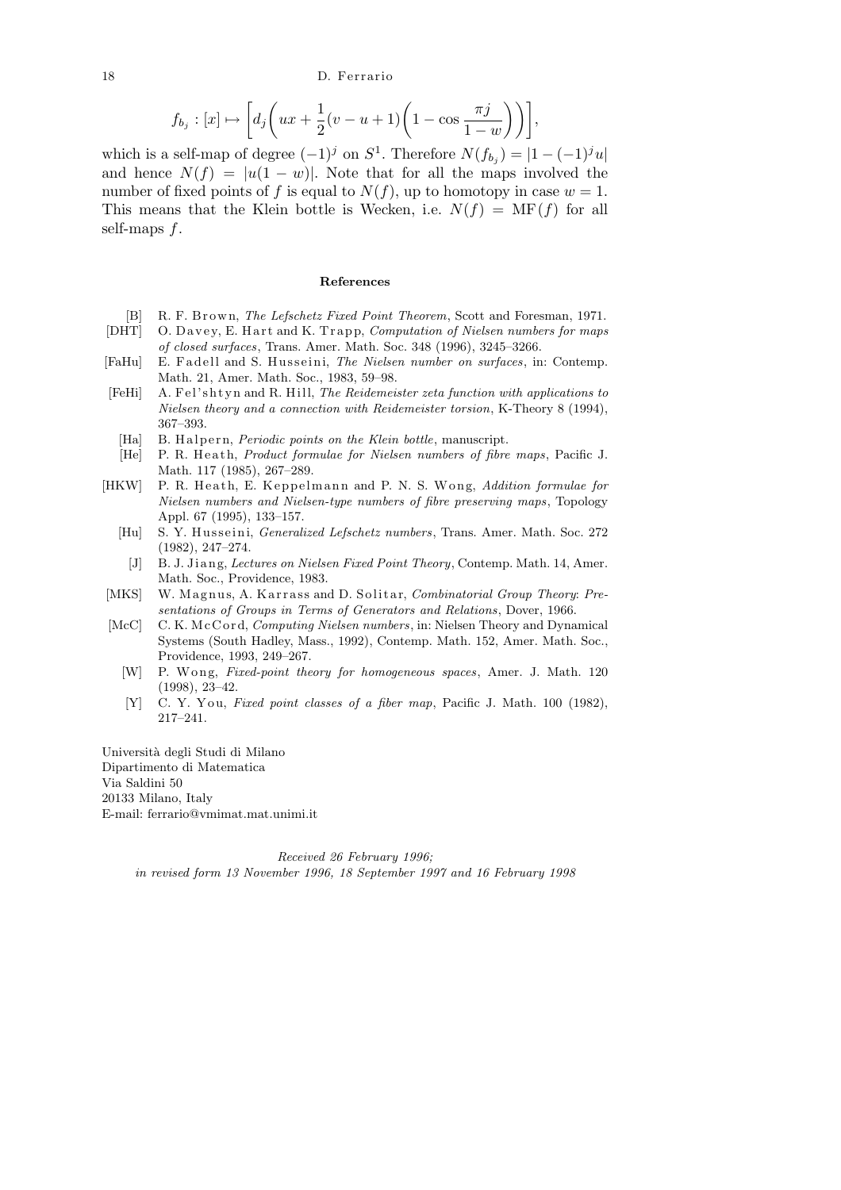$$f_{b_j} : [x] \mapsto \left[ d_j \left( ux + \frac{1}{2}(v - u + 1)\left(1 - \cos \frac{\pi j}{1 - w}\right)\right)\right],$$

which is a self-map of degree $(-1)^j$ on $S^1$. Therefore $N(f_{b_j}) = |1 - (-1)^j u|$ and hence $N(f) = |u(1 - w)|$. Note that for all the maps involved the number of fixed points of $f$ is equal to $N(f)$, up to homotopy in case $w = 1$. This means that the Klein bottle is Wecken, i.e. $N(f) = \mathrm{MF}(f)$ for all self-maps $f$.

## References

[B] R. F. Brown, *The Lefschetz Fixed Point Theorem*, Scott and Foresman, 1971.

[DHT] O. Davey, E. Hart and K. Trapp, *Computation of Nielsen numbers for maps of closed surfaces*, Trans. Amer. Math. Soc. 348 (1996), 3245–3266.

[FaHu] E. Fadell and S. Husseini, *The Nielsen number on surfaces*, in: Contemp. Math. 21, Amer. Math. Soc., 1983, 59–98.

[FeHi] A. Fel'shtyn and R. Hill, *The Reidemeister zeta function with applications to Nielsen theory and a connection with Reidemeister torsion*, K-Theory 8 (1994), 367–393.

[Ha] B. Halpern, *Periodic points on the Klein bottle*, manuscript.

[He] P. R. Heath, *Product formulae for Nielsen numbers of fibre maps*, Pacific J. Math. 117 (1985), 267–289.

[HKW] P. R. Heath, E. Keppelmann and P. N. S. Wong, *Addition formulae for Nielsen numbers and Nielsen-type numbers of fibre preserving maps*, Topology Appl. 67 (1995), 133–157.

[Hu] S. Y. Husseini, *Generalized Lefschetz numbers*, Trans. Amer. Math. Soc. 272 (1982), 247–274.

[J] B. J. Jiang, *Lectures on Nielsen Fixed Point Theory*, Contemp. Math. 14, Amer. Math. Soc., Providence, 1983.

[MKS] W. Magnus, A. Karrass and D. Solitar, *Combinatorial Group Theory: Presentations of Groups in Terms of Generators and Relations*, Dover, 1966.

[McC] C. K. McCord, *Computing Nielsen numbers*, in: Nielsen Theory and Dynamical Systems (South Hadley, Mass., 1992), Contemp. Math. 152, Amer. Math. Soc., Providence, 1993, 249–267.

[W] P. Wong, *Fixed-point theory for homogeneous spaces*, Amer. J. Math. 120 (1998), 23–42.

[Y] C. Y. You, *Fixed point classes of a fiber map*, Pacific J. Math. 100 (1982), 217–241.

Università degli Studi di Milano
Dipartimento di Matematica
Via Saldini 50
20133 Milano, Italy
E-mail: ferrario@vmimat.mat.unimi.it

*Received 26 February 1996;*
*in revised form 13 November 1996, 18 September 1997 and 16 February 1998*